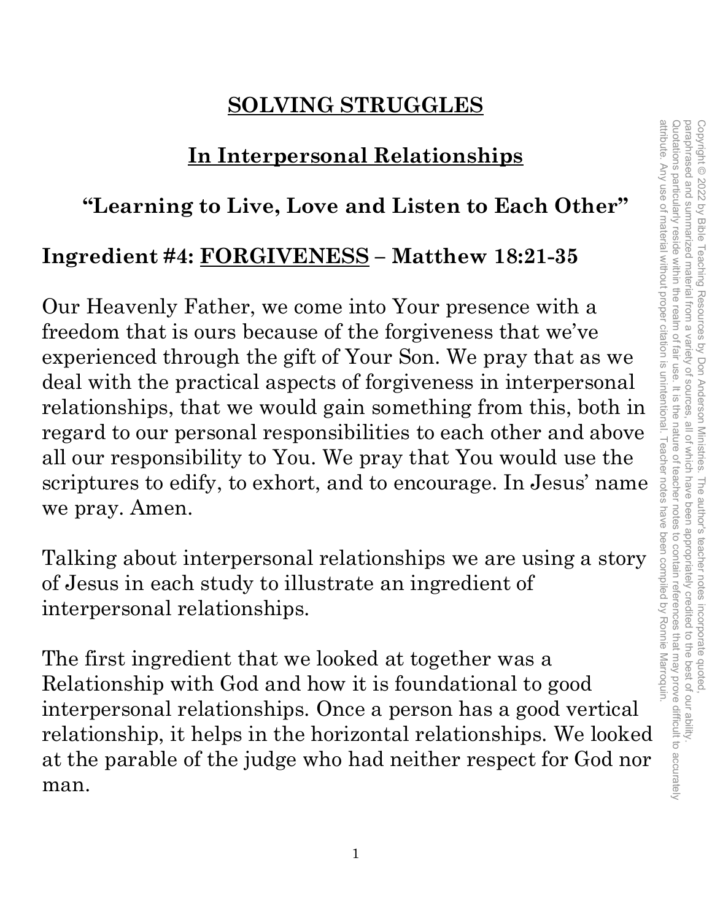# SOLVING STRUGGLES

## In Interpersonal Relationships

### "Learning to Live, Love and Listen to Each Other"

### Ingredient #4: FORGIVENESS – Matthew 18:21-35

Our Heavenly Father, we come into Your presence with a freedom that is ours because of the forgiveness that we've experienced through the gift of Your Son. We pray that as we deal with the practical aspects of forgiveness in interpersonal relationships, that we would gain something from this, both in regard to our personal responsibilities to each other and above all our responsibility to You. We pray that You would use the scriptures to edify, to exhort, and to encourage. In Jesus' name we pray. Amen.

Talking about interpersonal relationships we are using a story of Jesus in each study to illustrate an ingredient of interpersonal relationships.

The first ingredient that we looked at together was a Relationship with God and how it is foundational to good interpersonal relationships. Once a person has a good vertical relationship, it helps in the horizontal relationships. We looked at the parable of the judge who had neither respect for God nor man.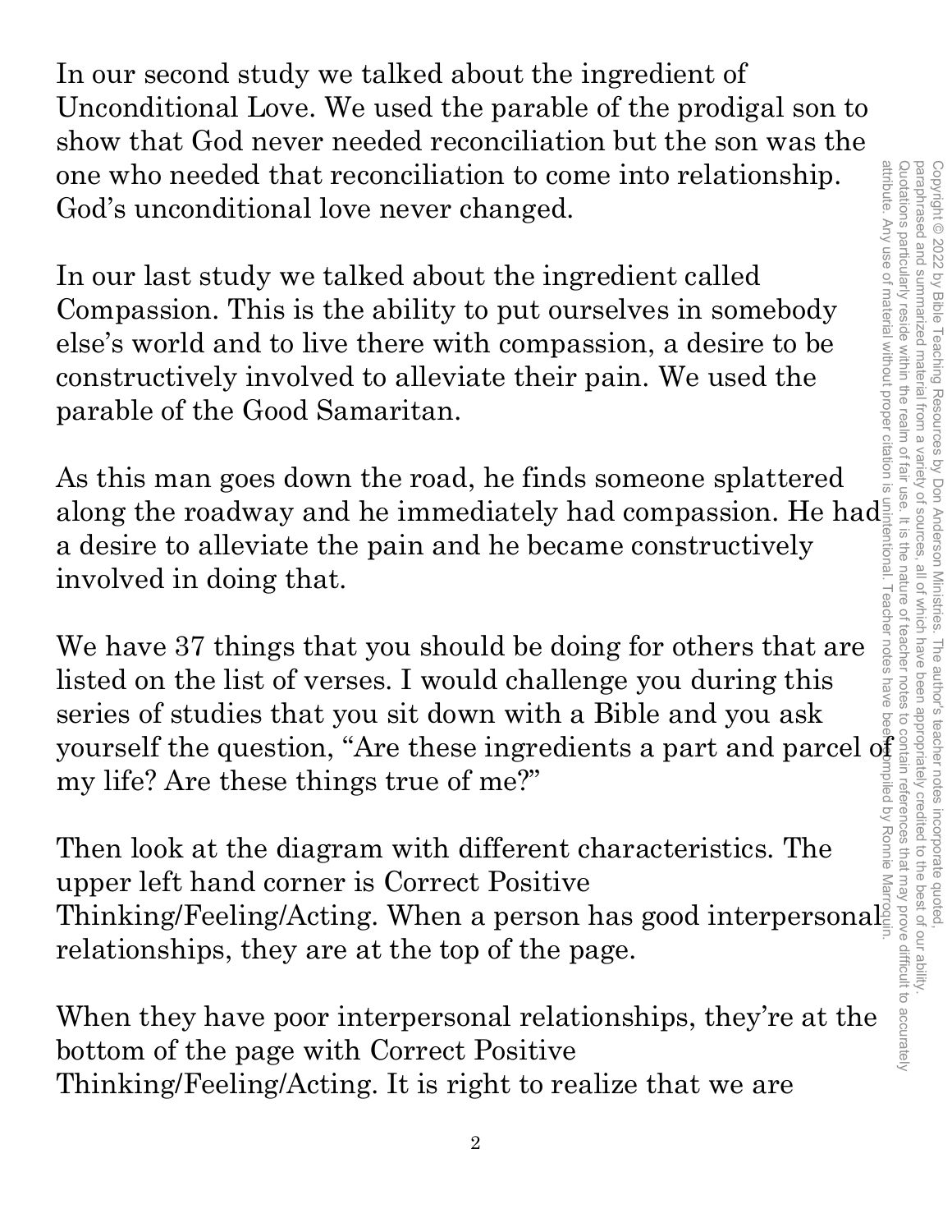In our second study we talked about the ingredient of Unconditional Love. We used the parable of the prodigal son to show that God never needed reconciliation but the son was the one who needed that reconciliation to come into relationship. God's unconditional love never changed.

In our last study we talked about the ingredient called Compassion. This is the ability to put ourselves in somebody else's world and to live there with compassion, a desire to be constructively involved to alleviate their pain. We used the parable of the Good Samaritan.

As this man goes down the road, he finds someone splattered along the roadway and he immediately had compassion. He had a desire to alleviate the pain and he became constructively involved in doing that.

We have 37 things that you should be doing for others that are listed on the list of verses. I would challenge you during this series of studies that you sit down with a Bible and you ask yourself the question, "Are these ingredients a part and parcel of my life? Are these things true of me?"

Then look at the diagram with different characteristics. The upper left hand corner is Correct Positive Thinking/Feeling/Acting. When a person has good interpersonal relationships, they are at the top of the page.

When they have poor interpersonal relationships, they're at the bottom of the page with Correct Positive Thinking/Feeling/Acting. It is right to realize that we are

Copyright © 2022 by Bible Teaching Resources by Don Anderson Ministries. The author's teacher notes incorporate quoted, paraphrased and summarized material from a variety of sources, all of which have been appropriately credited to the best of our ability. Quotations particularly reside within the realm of fair use. It is the nature of teacher notes to contain references that may prove difficult to accurately attribute. Any use of material without proper citation is unintentional. Teacher notes have been compiled by Ronnie Marroquin.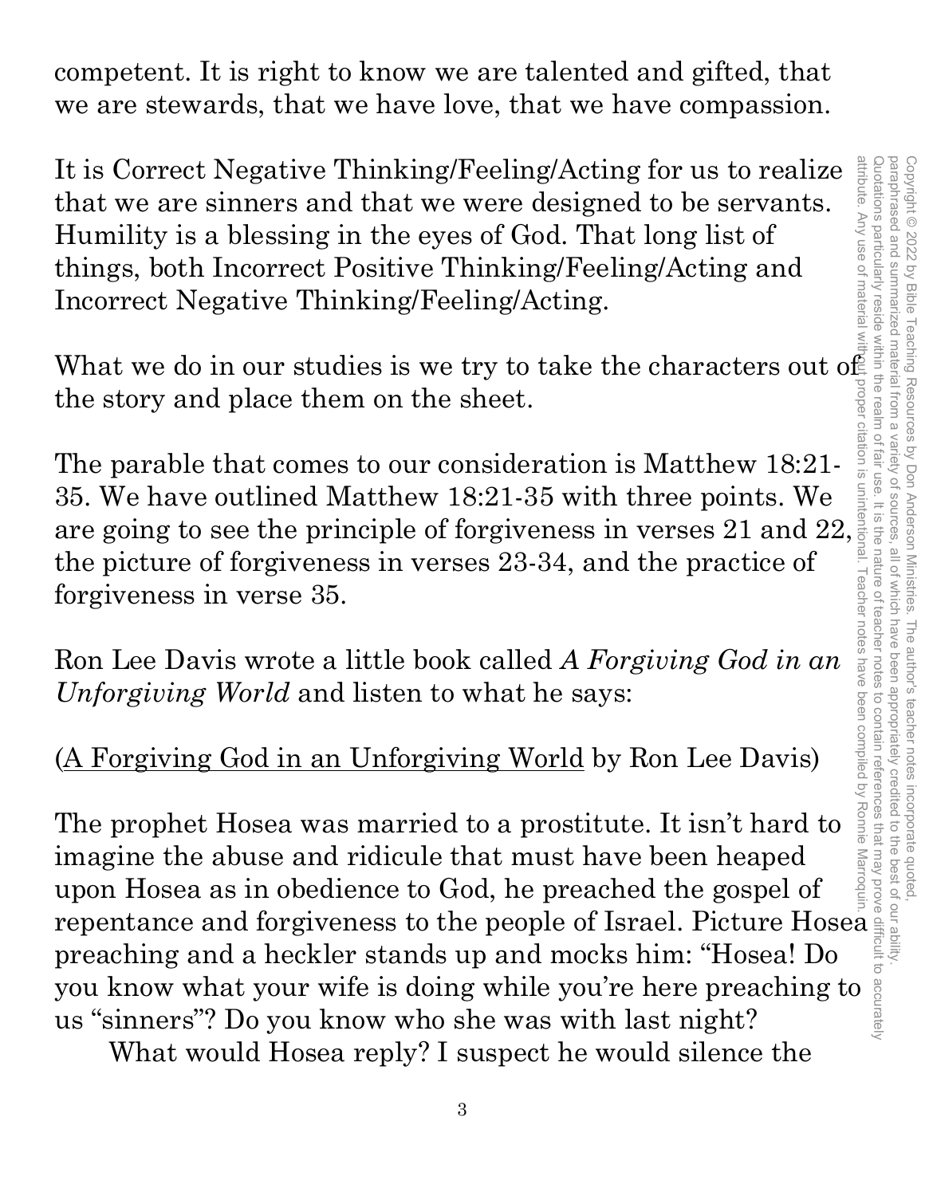competent. It is right to know we are talented and gifted, that we are stewards, that we have love, that we have compassion.

It is Correct Negative Thinking/Feeling/Acting for us to realize that we are sinners and that we were designed to be servants. Humility is a blessing in the eyes of God. That long list of things, both Incorrect Positive Thinking/Feeling/Acting and Incorrect Negative Thinking/Feeling/Acting.

What we do in our studies is we try to take the characters out of the story and place them on the sheet.

The parable that comes to our consideration is Matthew 18:21-35. We have outlined Matthew 18:21-35 with three points. We are going to see the principle of forgiveness in verses 21 and 22, the picture of forgiveness in verses 23-34, and the practice of forgiveness in verse 35.

Ron Lee Davis wrote a little book called *A Forgiving God in an Unforgiving World* and listen to what he says:

(A Forgiving God in an Unforgiving World by Ron Lee Davis)

The prophet Hosea was married to a prostitute. It isn't hard to imagine the abuse and ridicule that must have been heaped upon Hosea as in obedience to God, he preached the gospel of repentance and forgiveness to the people of Israel. Picture Hosea preaching and a heckler stands up and mocks him: "Hosea! Do you know what your wife is doing while you're here preaching to us "sinners"? Do you know who she was with last night?

What would Hosea reply? I suspect he would silence the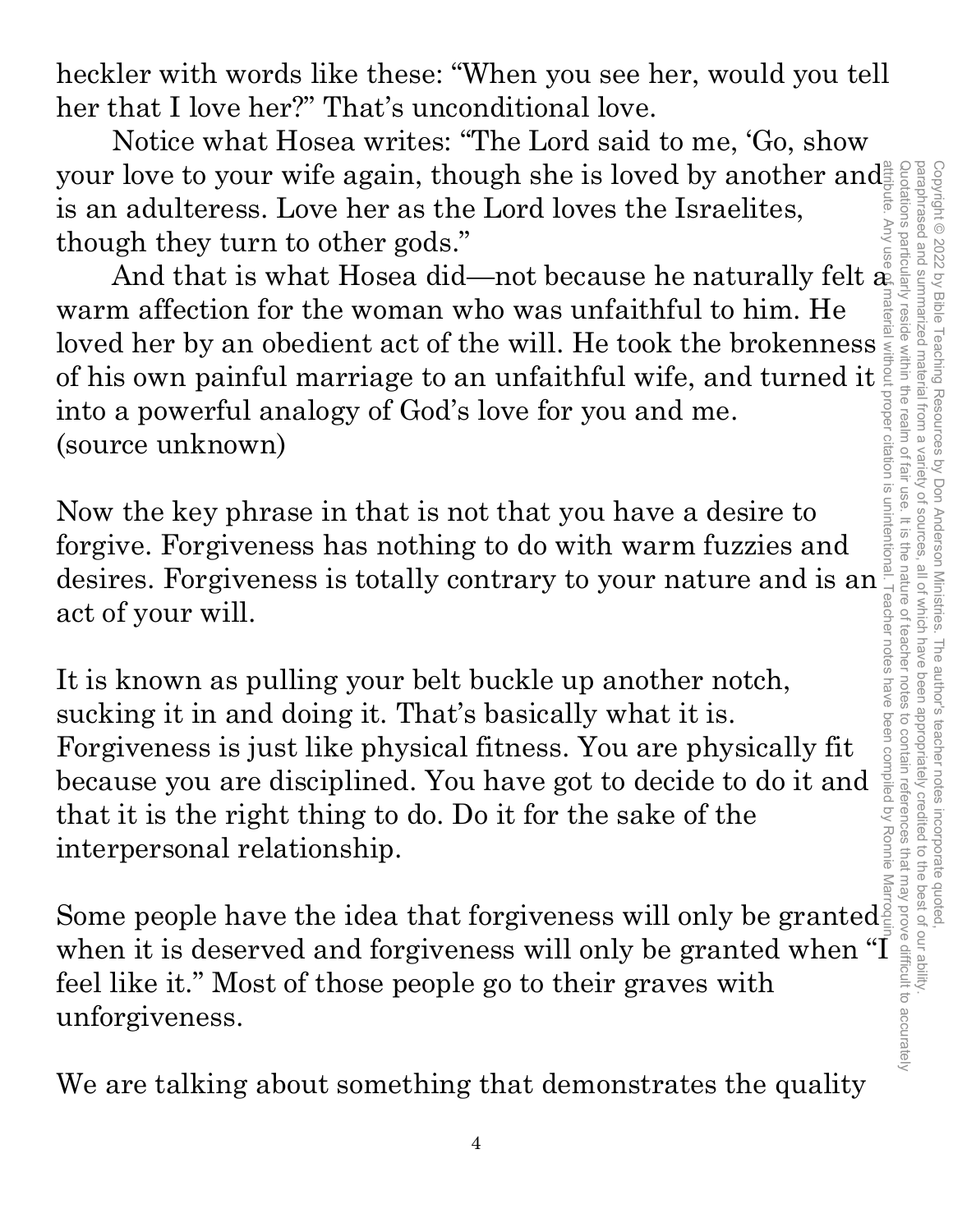heckler with words like these: "When you see her, would you tell her that I love her?" That's unconditional love.

Notice what Hosea writes: "The Lord said to me, 'Go, show your love to your wife again, though she is loved by another and is an adulteress. Love her as the Lord loves the Israelites, though they turn to other gods."

And that is what Hosea did—not because he naturally felt a warm affection for the woman who was unfaithful to him. He loved her by an obedient act of the will. He took the brokenness of his own painful marriage to an unfaithful wife, and turned it into a powerful analogy of God's love for you and me. (source unknown)

Now the key phrase in that is not that you have a desire to forgive. Forgiveness has nothing to do with warm fuzzies and desires. Forgiveness is totally contrary to your nature and is an act of your will.

It is known as pulling your belt buckle up another notch, sucking it in and doing it. That's basically what it is. Forgiveness is just like physical fitness. You are physically fit because you are disciplined. You have got to decide to do it and that it is the right thing to do. Do it for the sake of the interpersonal relationship.

Some people have the idea that forgiveness will only be granted when it is deserved and forgiveness will only be granted when "I feel like it." Most of those people go to their graves with unforgiveness.

We are talking about something that demonstrates the quality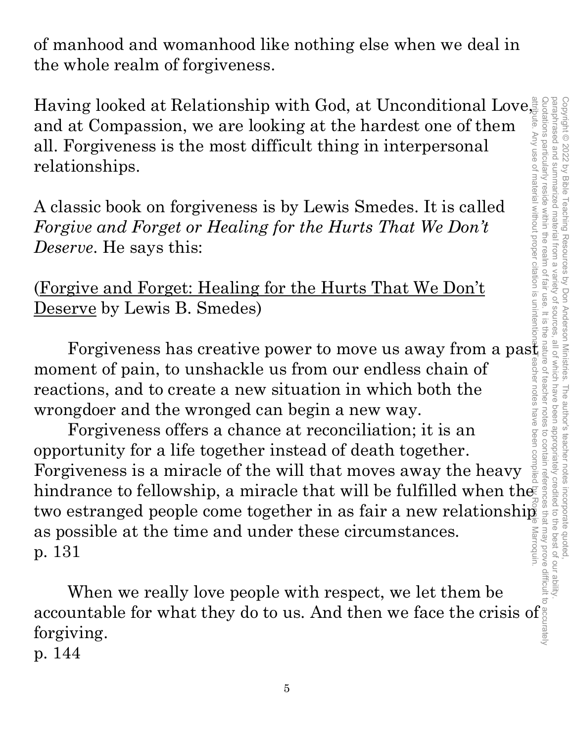of manhood and womanhood like nothing else when we deal in the whole realm of forgiveness.

Having looked at Relationship with God, at Unconditional Love, and at Compassion, we are looking at the hardest one of them all. Forgiveness is the most difficult thing in interpersonal relationships.

A classic book on forgiveness is by Lewis Smedes. It is called *Forgive and Forget or Healing for the Hurts That We Don't Deserve*. He says this:

(Forgive and Forget: Healing for the Hurts That We Don't Deserve by Lewis B. Smedes)

> Forgiveness has creative power to move us away from a past moment of pain, to unshackle us from our endless chain of reactions, and to create a new situation in which both the wrongdoer and the wronged can begin a new way.
>
> Forgiveness offers a chance at reconciliation; it is an opportunity for a life together instead of death together. Forgiveness is a miracle of the will that moves away the heavy hindrance to fellowship, a miracle that will be fulfilled when the two estranged people come together in as fair a new relationship as possible at the time and under these circumstances.
> p. 131

> When we really love people with respect, we let them be accountable for what they do to us. And then we face the crisis of forgiving.
> p. 144

Copyright © 2022 by Bible Teaching Resources by Don Anderson Ministries. The author's teacher notes incorporate quoted, paraphrased and summarized material from a variety of sources, all of which have been appropriately credited to the best of our ability. Quotations particularly reside within the realm of fair use. It is the nature of teacher notes to contain references that may prove difficult to accurately attribute. Any use of material without proper citation is unintentional. Teacher notes have been compiled by Ronnie Marroquin.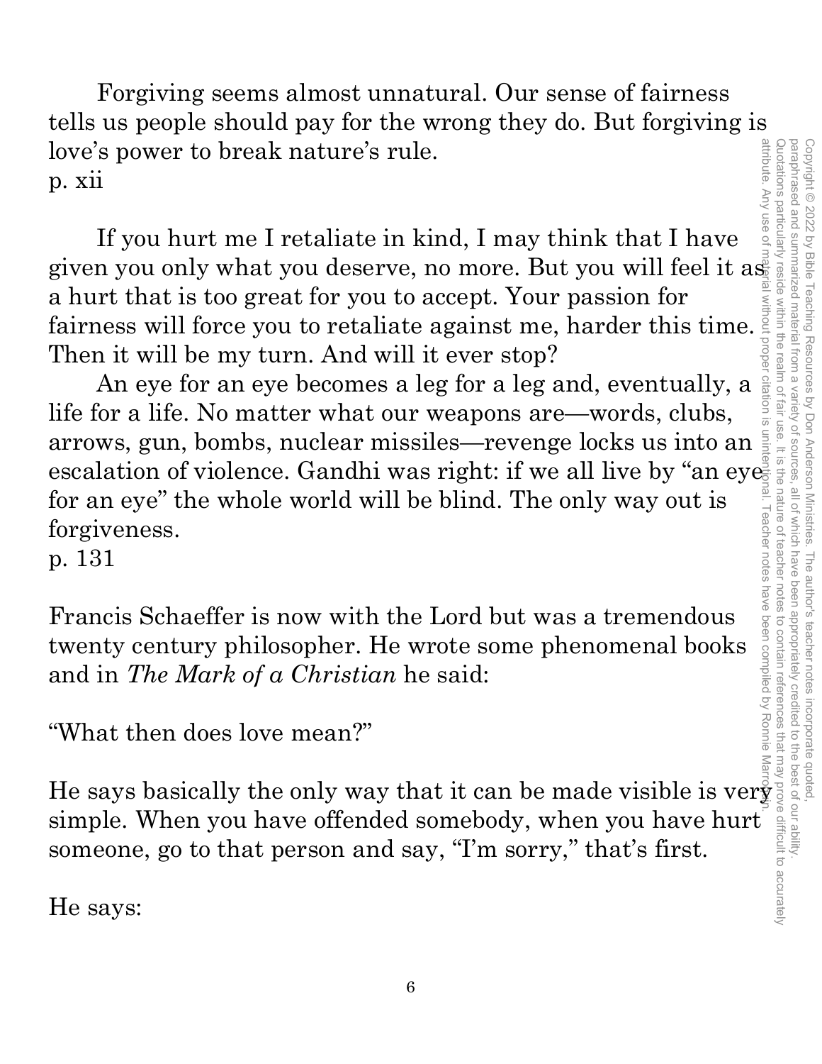Forgiving seems almost unnatural. Our sense of fairness tells us people should pay for the wrong they do. But forgiving is love's power to break nature's rule.
p. xii

If you hurt me I retaliate in kind, I may think that I have given you only what you deserve, no more. But you will feel it as a hurt that is too great for you to accept. Your passion for fairness will force you to retaliate against me, harder this time. Then it will be my turn. And will it ever stop?

An eye for an eye becomes a leg for a leg and, eventually, a life for a life. No matter what our weapons are—words, clubs, arrows, gun, bombs, nuclear missiles—revenge locks us into an escalation of violence. Gandhi was right: if we all live by "an eye for an eye" the whole world will be blind. The only way out is forgiveness.
p. 131

Francis Schaeffer is now with the Lord but was a tremendous twenty century philosopher. He wrote some phenomenal books and in *The Mark of a Christian* he said:

"What then does love mean?"

He says basically the only way that it can be made visible is very simple. When you have offended somebody, when you have hurt someone, go to that person and say, "I'm sorry," that's first.

He says: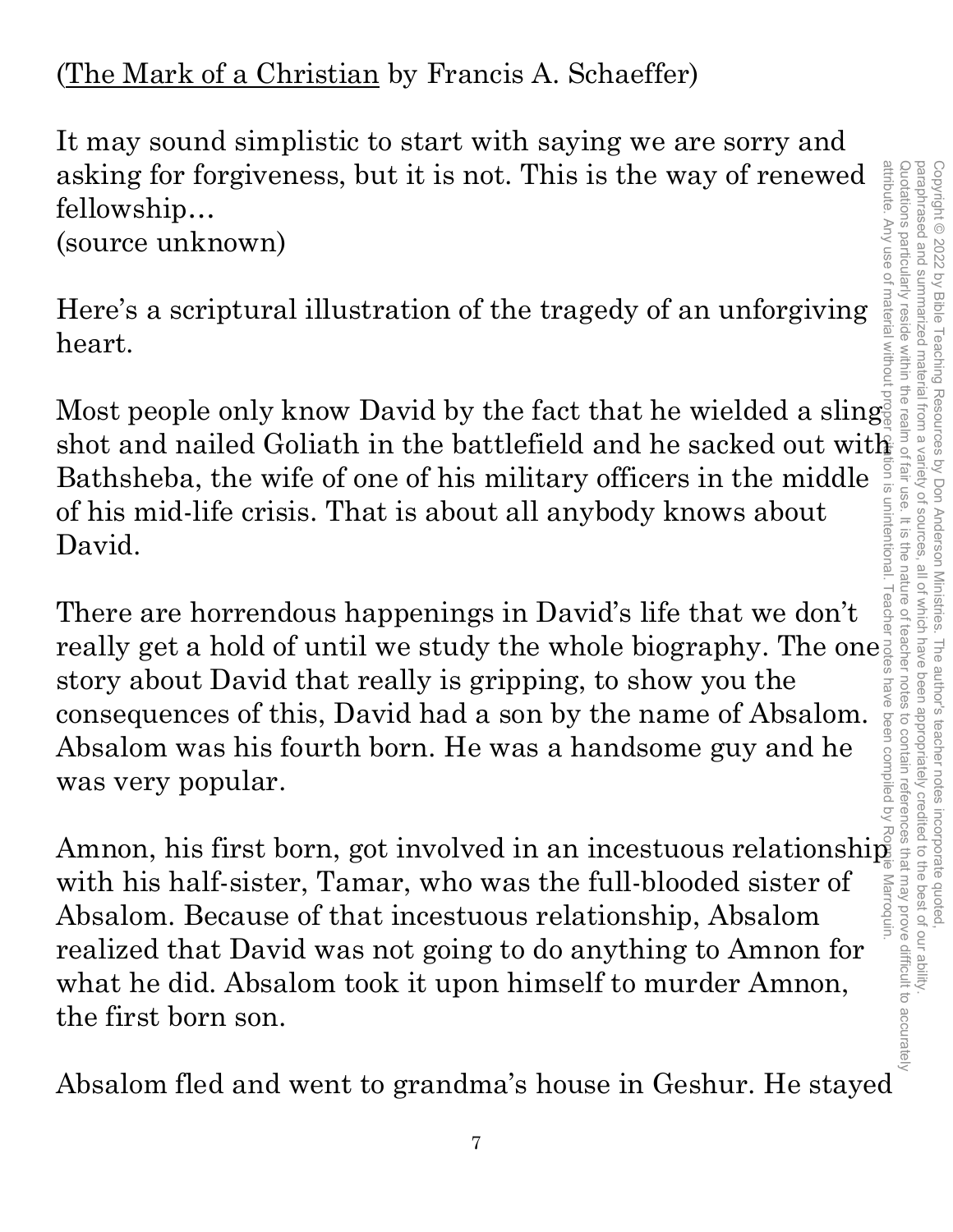(<u>The Mark of a Christian</u> by Francis A. Schaeffer)

It may sound simplistic to start with saying we are sorry and asking for forgiveness, but it is not. This is the way of renewed fellowship…
(source unknown)

Here's a scriptural illustration of the tragedy of an unforgiving heart.

Most people only know David by the fact that he wielded a sling shot and nailed Goliath in the battlefield and he sacked out with Bathsheba, the wife of one of his military officers in the middle of his mid-life crisis. That is about all anybody knows about David.

There are horrendous happenings in David's life that we don't really get a hold of until we study the whole biography. The one story about David that really is gripping, to show you the consequences of this, David had a son by the name of Absalom. Absalom was his fourth born. He was a handsome guy and he was very popular.

Amnon, his first born, got involved in an incestuous relationship with his half-sister, Tamar, who was the full-blooded sister of Absalom. Because of that incestuous relationship, Absalom realized that David was not going to do anything to Amnon for what he did. Absalom took it upon himself to murder Amnon, the first born son.

Absalom fled and went to grandma's house in Geshur. He stayed

Copyright © 2022 by Bible Teaching Resources by Don Anderson Ministries. The author's teacher notes incorporate quoted, paraphrased and summarized material from a variety of sources, all of which have been appropriately credited to the best of our ability. Quotations particularly reside within the realm of fair use. It is the nature of teacher notes to contain references that may prove difficult to accurately attribute. Any use of material without proper citation is unintentional. Teacher notes have been compiled by Ronnie Marroquin.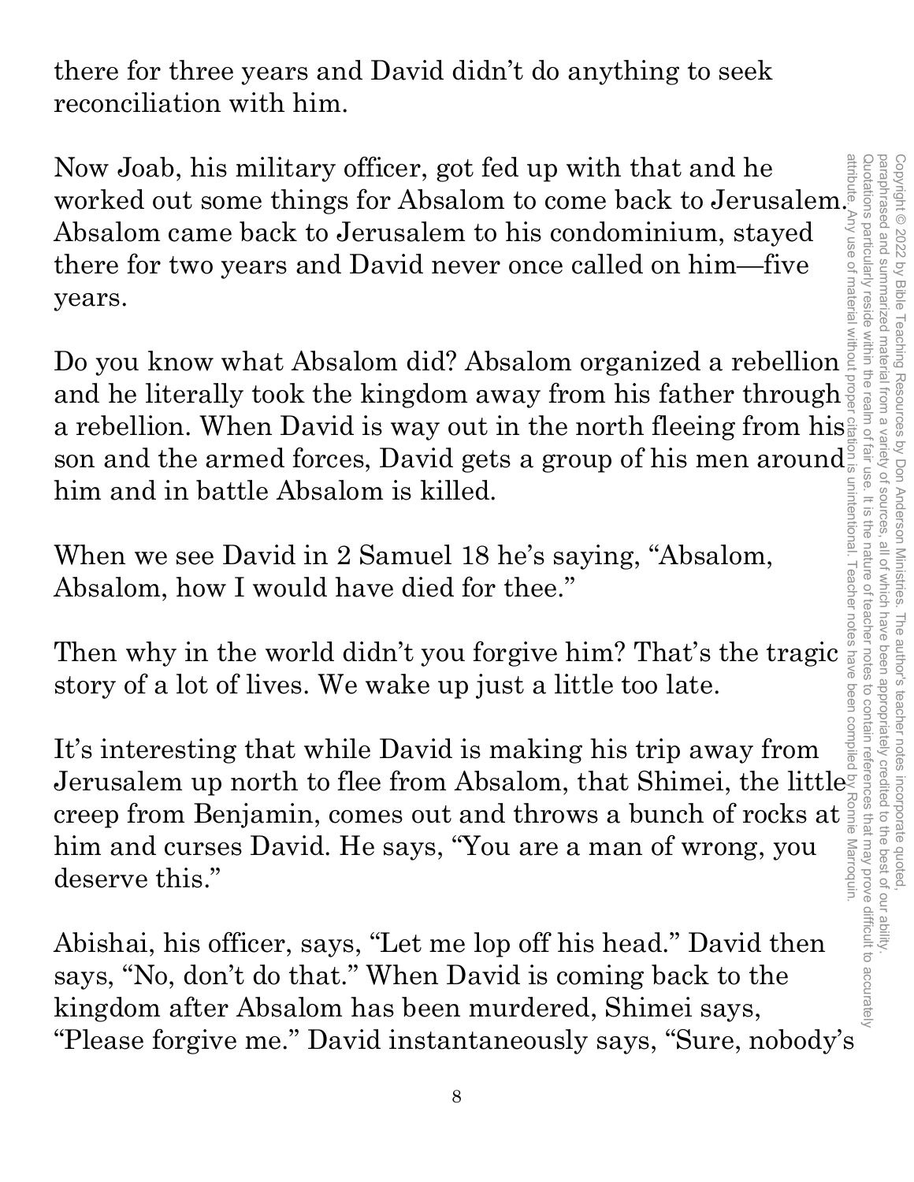there for three years and David didn't do anything to seek reconciliation with him.

Now Joab, his military officer, got fed up with that and he worked out some things for Absalom to come back to Jerusalem. Absalom came back to Jerusalem to his condominium, stayed there for two years and David never once called on him—five years.

Do you know what Absalom did? Absalom organized a rebellion and he literally took the kingdom away from his father through a rebellion. When David is way out in the north fleeing from his son and the armed forces, David gets a group of his men around him and in battle Absalom is killed.

When we see David in 2 Samuel 18 he's saying, "Absalom, Absalom, how I would have died for thee."

Then why in the world didn't you forgive him? That's the tragic story of a lot of lives. We wake up just a little too late.

It's interesting that while David is making his trip away from Jerusalem up north to flee from Absalom, that Shimei, the little creep from Benjamin, comes out and throws a bunch of rocks at him and curses David. He says, "You are a man of wrong, you deserve this."

Abishai, his officer, says, "Let me lop off his head." David then says, "No, don't do that." When David is coming back to the kingdom after Absalom has been murdered, Shimei says, "Please forgive me." David instantaneously says, "Sure, nobody's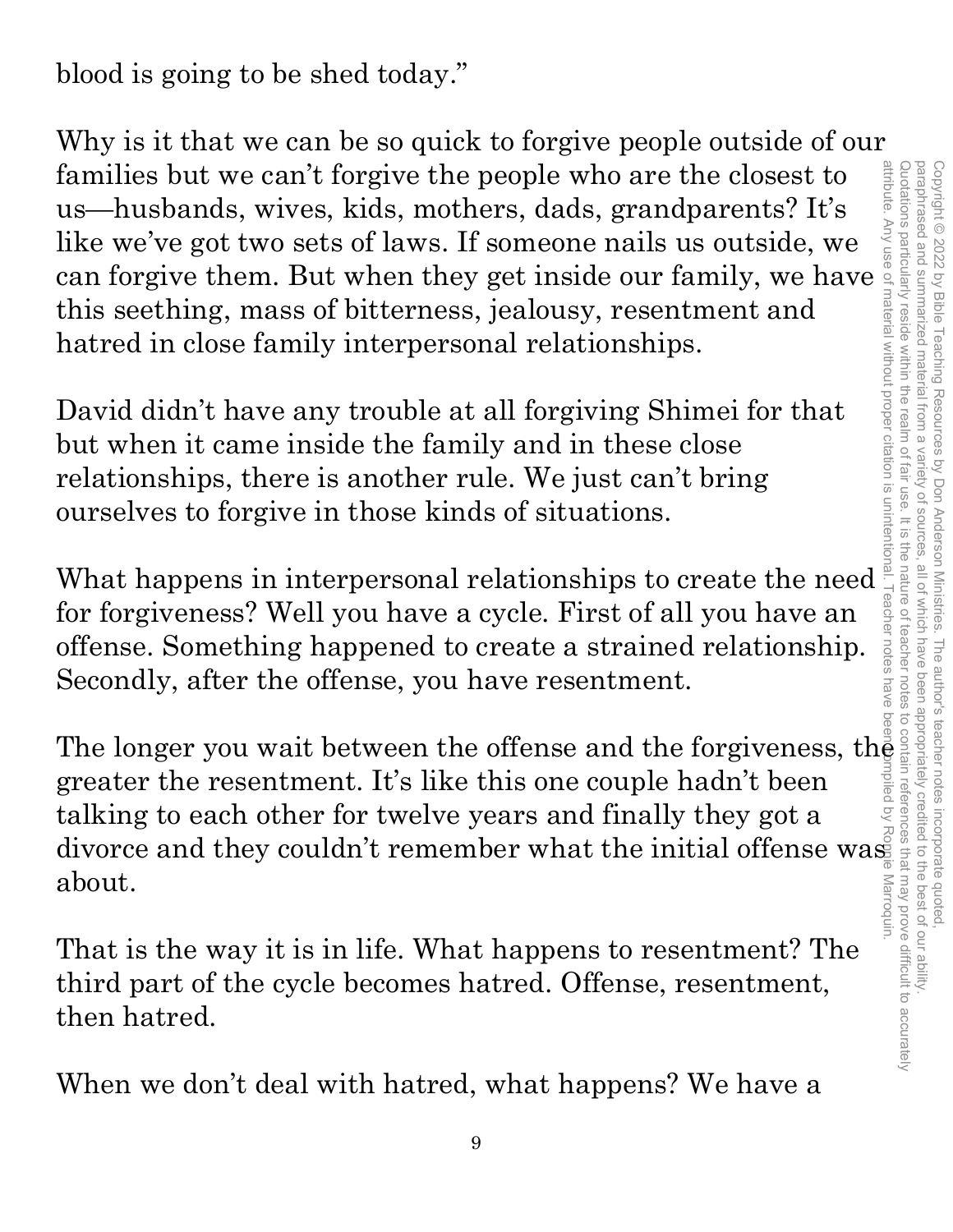blood is going to be shed today."

Why is it that we can be so quick to forgive people outside of our families but we can't forgive the people who are the closest to us—husbands, wives, kids, mothers, dads, grandparents? It's like we've got two sets of laws. If someone nails us outside, we can forgive them. But when they get inside our family, we have this seething, mass of bitterness, jealousy, resentment and hatred in close family interpersonal relationships.

David didn't have any trouble at all forgiving Shimei for that but when it came inside the family and in these close relationships, there is another rule. We just can't bring ourselves to forgive in those kinds of situations.

What happens in interpersonal relationships to create the need for forgiveness? Well you have a cycle. First of all you have an offense. Something happened to create a strained relationship. Secondly, after the offense, you have resentment.

The longer you wait between the offense and the forgiveness, the greater the resentment. It's like this one couple hadn't been talking to each other for twelve years and finally they got a divorce and they couldn't remember what the initial offense was about.

That is the way it is in life. What happens to resentment? The third part of the cycle becomes hatred. Offense, resentment, then hatred.

When we don't deal with hatred, what happens? We have a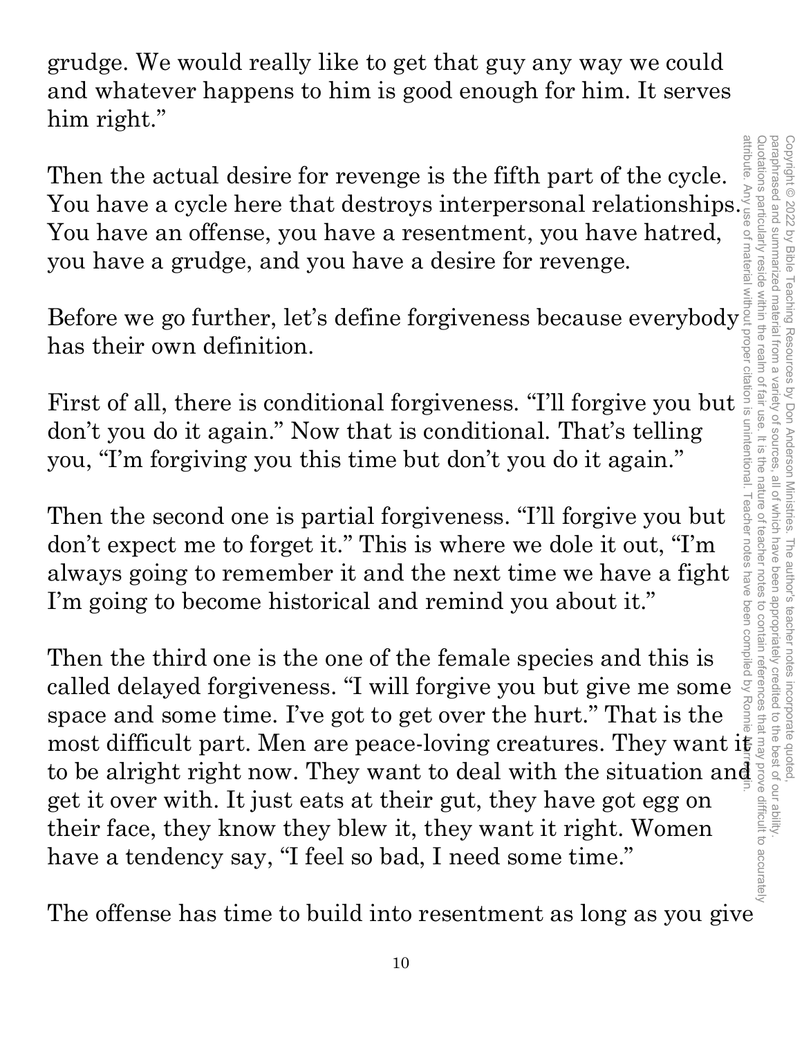grudge. We would really like to get that guy any way we could and whatever happens to him is good enough for him. It serves him right."

Then the actual desire for revenge is the fifth part of the cycle. You have a cycle here that destroys interpersonal relationships. You have an offense, you have a resentment, you have hatred, you have a grudge, and you have a desire for revenge.

Before we go further, let's define forgiveness because everybody has their own definition.

First of all, there is conditional forgiveness. "I'll forgive you but don't you do it again." Now that is conditional. That's telling you, "I'm forgiving you this time but don't you do it again."

Then the second one is partial forgiveness. "I'll forgive you but don't expect me to forget it." This is where we dole it out, "I'm always going to remember it and the next time we have a fight I'm going to become historical and remind you about it."

Then the third one is the one of the female species and this is called delayed forgiveness. "I will forgive you but give me some space and some time. I've got to get over the hurt." That is the most difficult part. Men are peace-loving creatures. They want it to be alright right now. They want to deal with the situation and get it over with. It just eats at their gut, they have got egg on their face, they know they blew it, they want it right. Women have a tendency say, "I feel so bad, I need some time."

The offense has time to build into resentment as long as you give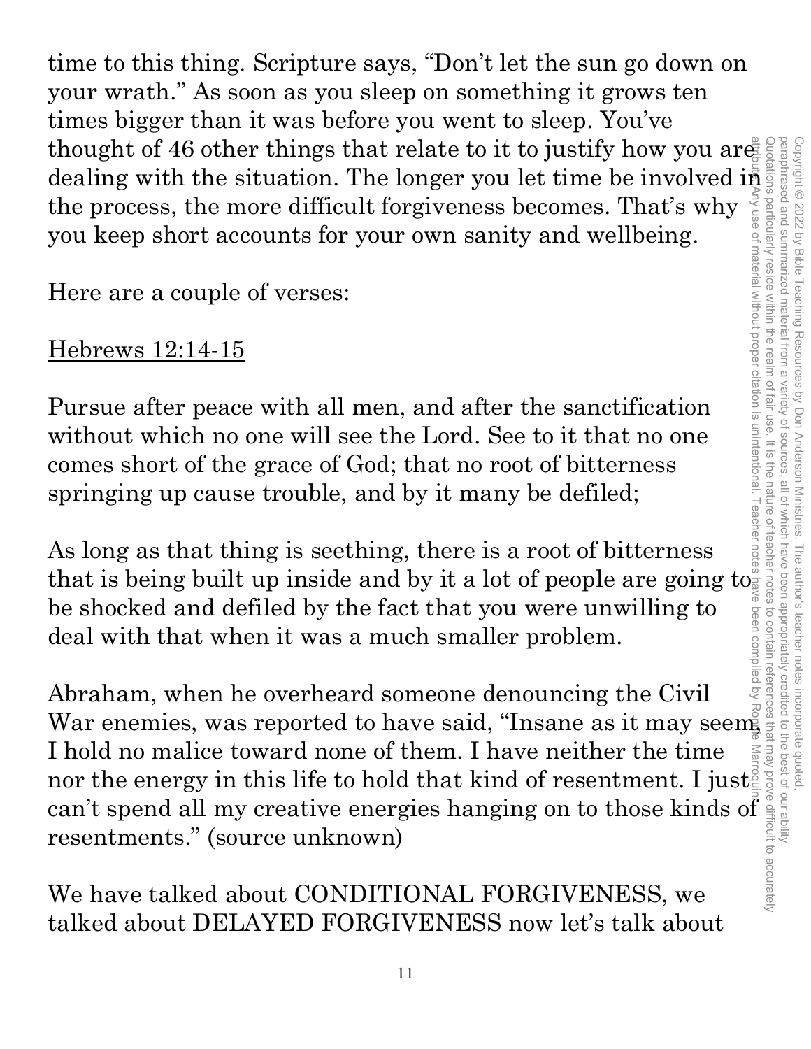time to this thing. Scripture says, "Don't let the sun go down on your wrath." As soon as you sleep on something it grows ten times bigger than it was before you went to sleep. You've thought of 46 other things that relate to it to justify how you are dealing with the situation. The longer you let time be involved in the process, the more difficult forgiveness becomes. That's why you keep short accounts for your own sanity and wellbeing.

Here are a couple of verses:

<u>Hebrews 12:14-15</u>

Pursue after peace with all men, and after the sanctification without which no one will see the Lord. See to it that no one comes short of the grace of God; that no root of bitterness springing up cause trouble, and by it many be defiled;

As long as that thing is seething, there is a root of bitterness that is being built up inside and by it a lot of people are going to be shocked and defiled by the fact that you were unwilling to deal with that when it was a much smaller problem.

Abraham, when he overheard someone denouncing the Civil War enemies, was reported to have said, "Insane as it may seem, I hold no malice toward none of them. I have neither the time nor the energy in this life to hold that kind of resentment. I just can't spend all my creative energies hanging on to those kinds of resentments." (source unknown)

We have talked about CONDITIONAL FORGIVENESS, we talked about DELAYED FORGIVENESS now let's talk about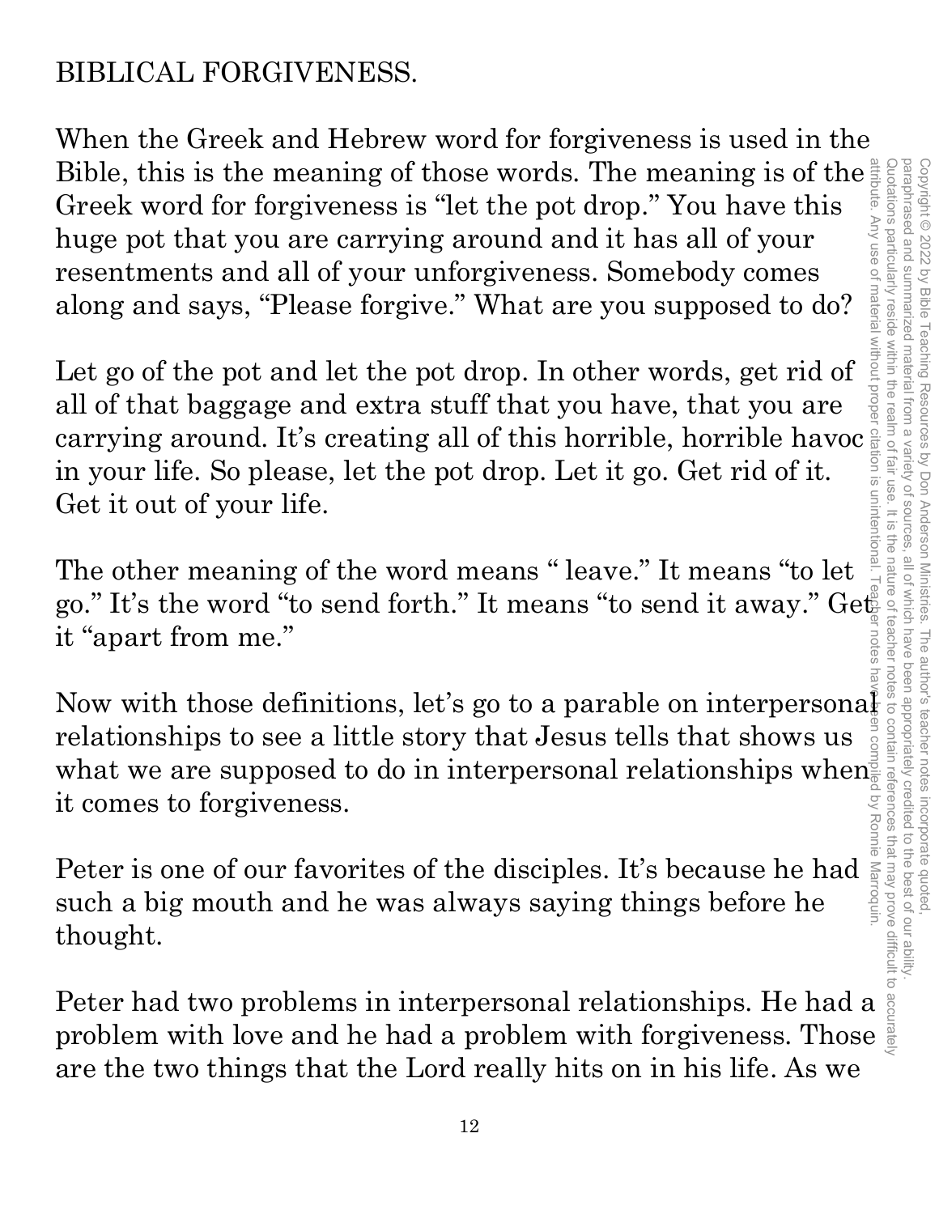BIBLICAL FORGIVENESS.

When the Greek and Hebrew word for forgiveness is used in the Bible, this is the meaning of those words. The meaning is of the Greek word for forgiveness is "let the pot drop." You have this huge pot that you are carrying around and it has all of your resentments and all of your unforgiveness. Somebody comes along and says, "Please forgive." What are you supposed to do?

Let go of the pot and let the pot drop. In other words, get rid of all of that baggage and extra stuff that you have, that you are carrying around. It's creating all of this horrible, horrible havoc in your life. So please, let the pot drop. Let it go. Get rid of it. Get it out of your life.

The other meaning of the word means " leave." It means "to let go." It's the word "to send forth." It means "to send it away." Get it "apart from me."

Now with those definitions, let's go to a parable on interpersonal relationships to see a little story that Jesus tells that shows us what we are supposed to do in interpersonal relationships when it comes to forgiveness.

Peter is one of our favorites of the disciples. It's because he had such a big mouth and he was always saying things before he thought.

Peter had two problems in interpersonal relationships. He had a problem with love and he had a problem with forgiveness. Those are the two things that the Lord really hits on in his life. As we

Copyright © 2022 by Bible Teaching Resources by Don Anderson Ministries. The author's teacher notes incorporate quoted, paraphrased and summarized material from a variety of sources, all of which have been appropriately credited to the best of our ability. Quotations particularly reside within the realm of fair use. It is the nature of teacher notes to contain references that may prove difficult to accurately attribute. Any use of material without proper citation is unintentional. Teacher notes have been compiled by Ronnie Marroquin.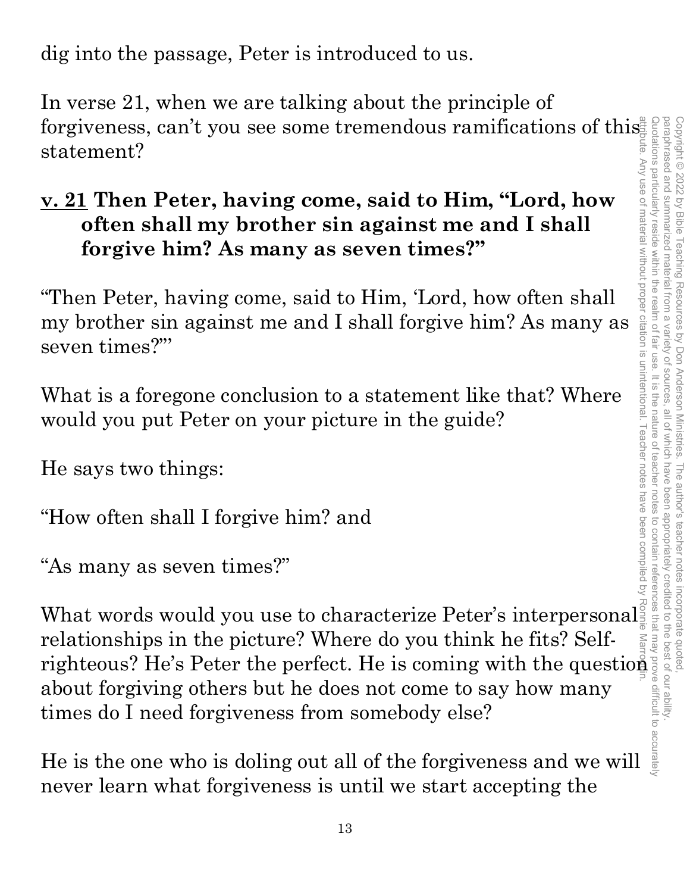dig into the passage, Peter is introduced to us.

In verse 21, when we are talking about the principle of forgiveness, can't you see some tremendous ramifications of this statement?

**<u>v. 21</u> Then Peter, having come, said to Him, "Lord, how often shall my brother sin against me and I shall forgive him? As many as seven times?"**

"Then Peter, having come, said to Him, 'Lord, how often shall my brother sin against me and I shall forgive him? As many as seven times?'"

What is a foregone conclusion to a statement like that? Where would you put Peter on your picture in the guide?

He says two things:

"How often shall I forgive him? and

"As many as seven times?"

What words would you use to characterize Peter's interpersonal relationships in the picture? Where do you think he fits? Self-righteous? He's Peter the perfect. He is coming with the question about forgiving others but he does not come to say how many times do I need forgiveness from somebody else?

He is the one who is doling out all of the forgiveness and we will never learn what forgiveness is until we start accepting the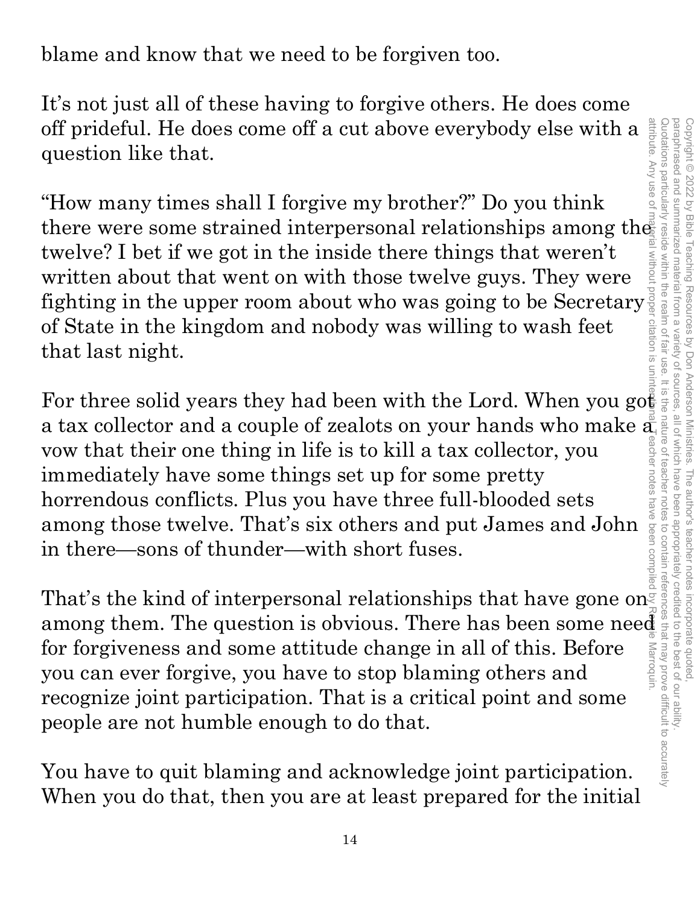blame and know that we need to be forgiven too.

It's not just all of these having to forgive others. He does come off prideful. He does come off a cut above everybody else with a question like that.

"How many times shall I forgive my brother?" Do you think there were some strained interpersonal relationships among the twelve? I bet if we got in the inside there things that weren't written about that went on with those twelve guys. They were fighting in the upper room about who was going to be Secretary of State in the kingdom and nobody was willing to wash feet that last night.

For three solid years they had been with the Lord. When you got a tax collector and a couple of zealots on your hands who make a vow that their one thing in life is to kill a tax collector, you immediately have some things set up for some pretty horrendous conflicts. Plus you have three full-blooded sets among those twelve. That's six others and put James and John in there—sons of thunder—with short fuses.

That's the kind of interpersonal relationships that have gone on among them. The question is obvious. There has been some need for forgiveness and some attitude change in all of this. Before you can ever forgive, you have to stop blaming others and recognize joint participation. That is a critical point and some people are not humble enough to do that.

You have to quit blaming and acknowledge joint participation. When you do that, then you are at least prepared for the initial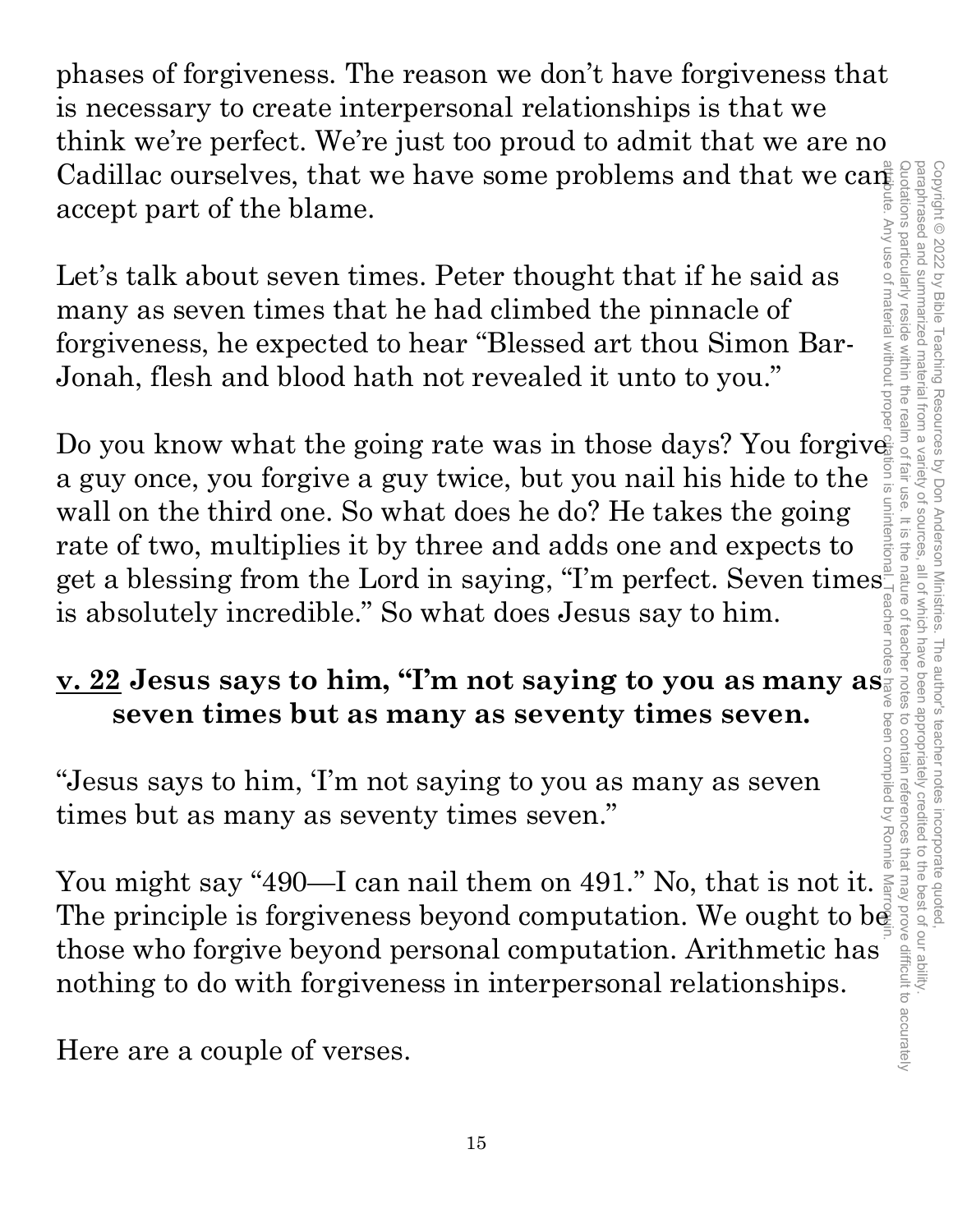phases of forgiveness. The reason we don't have forgiveness that is necessary to create interpersonal relationships is that we think we're perfect. We're just too proud to admit that we are no Cadillac ourselves, that we have some problems and that we can accept part of the blame.

Let's talk about seven times. Peter thought that if he said as many as seven times that he had climbed the pinnacle of forgiveness, he expected to hear "Blessed art thou Simon Bar-Jonah, flesh and blood hath not revealed it unto to you."

Do you know what the going rate was in those days? You forgive a guy once, you forgive a guy twice, but you nail his hide to the wall on the third one. So what does he do? He takes the going rate of two, multiplies it by three and adds one and expects to get a blessing from the Lord in saying, "I'm perfect. Seven times is absolutely incredible." So what does Jesus say to him.

**<u>v. 22</u> Jesus says to him, "I'm not saying to you as many as seven times but as many as seventy times seven.**

"Jesus says to him, 'I'm not saying to you as many as seven times but as many as seventy times seven."

You might say "490—I can nail them on 491." No, that is not it. The principle is forgiveness beyond computation. We ought to be those who forgive beyond personal computation. Arithmetic has nothing to do with forgiveness in interpersonal relationships.

Here are a couple of verses.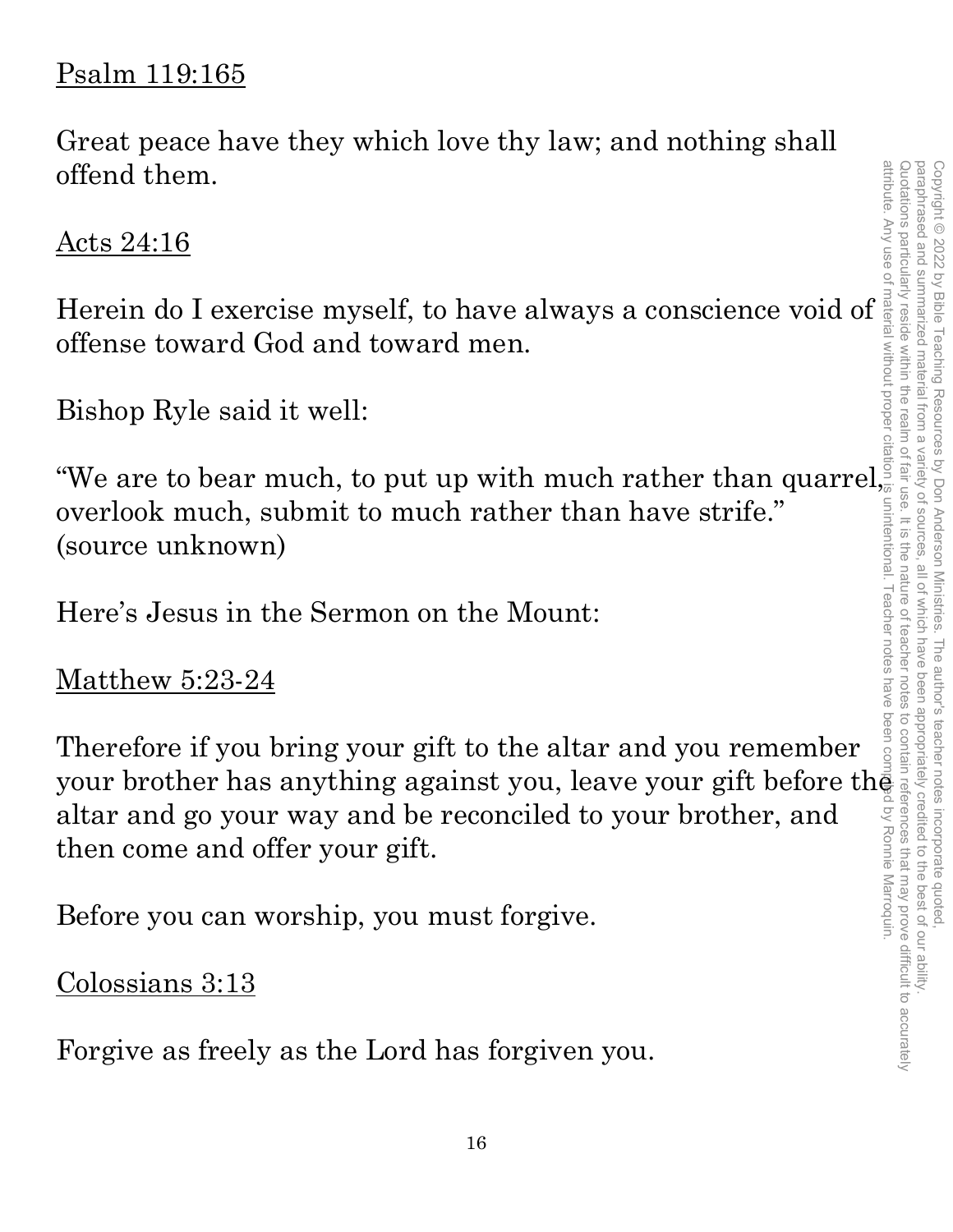<u>Psalm 119:165</u>

Great peace have they which love thy law; and nothing shall offend them.

<u>Acts 24:16</u>

Herein do I exercise myself, to have always a conscience void of offense toward God and toward men.

Bishop Ryle said it well:

"We are to bear much, to put up with much rather than quarrel, overlook much, submit to much rather than have strife." (source unknown)

Here's Jesus in the Sermon on the Mount:

<u>Matthew 5:23-24</u>

Therefore if you bring your gift to the altar and you remember your brother has anything against you, leave your gift before the altar and go your way and be reconciled to your brother, and then come and offer your gift.

Before you can worship, you must forgive.

<u>Colossians 3:13</u>

Forgive as freely as the Lord has forgiven you.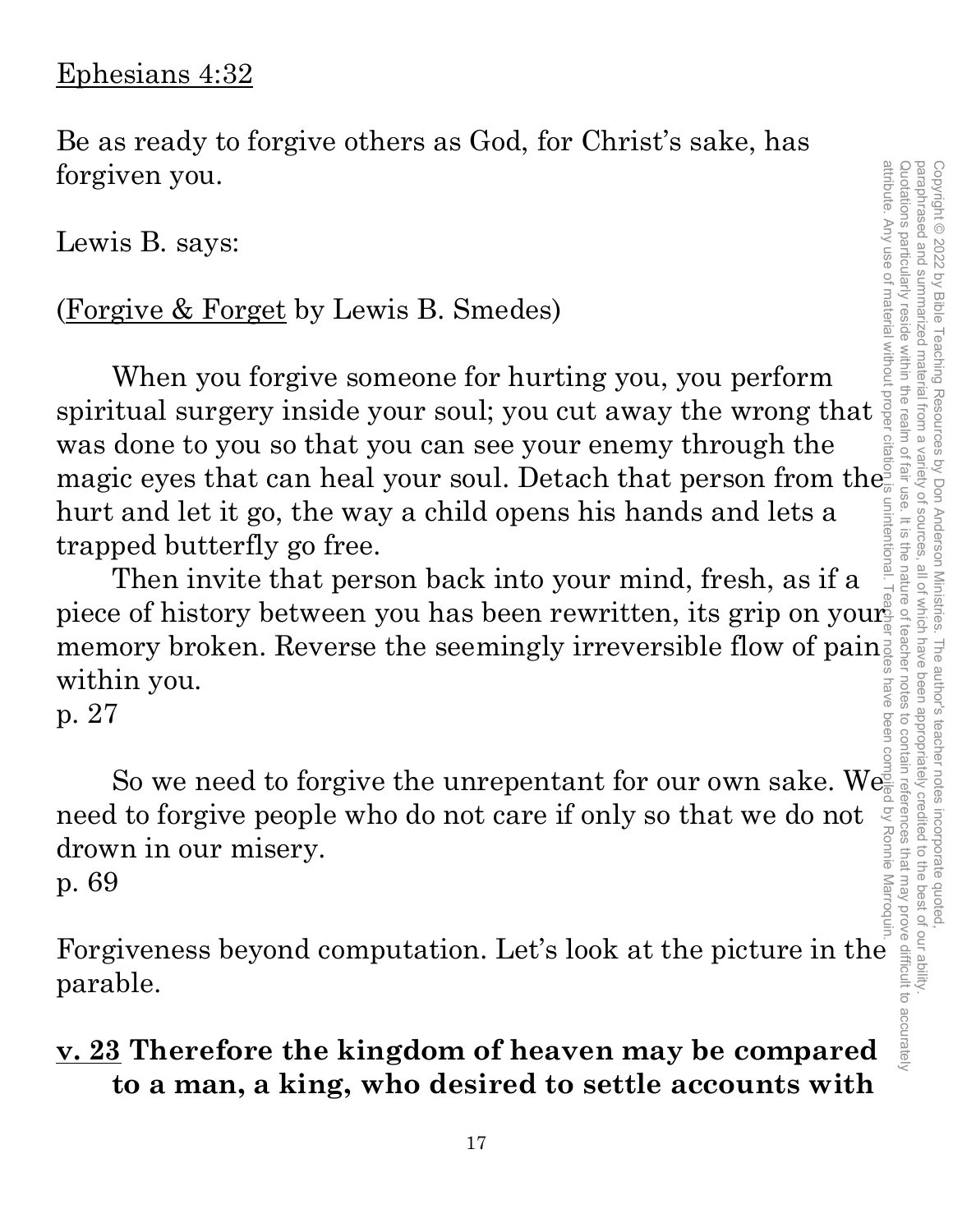<u>Ephesians 4:32</u>

Be as ready to forgive others as God, for Christ's sake, has forgiven you.

Lewis B. says:

(<u>Forgive & Forget</u> by Lewis B. Smedes)

When you forgive someone for hurting you, you perform spiritual surgery inside your soul; you cut away the wrong that was done to you so that you can see your enemy through the magic eyes that can heal your soul. Detach that person from the hurt and let it go, the way a child opens his hands and lets a trapped butterfly go free.

Then invite that person back into your mind, fresh, as if a piece of history between you has been rewritten, its grip on your memory broken. Reverse the seemingly irreversible flow of pain within you.
p. 27

So we need to forgive the unrepentant for our own sake. We need to forgive people who do not care if only so that we do not drown in our misery.
p. 69

Forgiveness beyond computation. Let's look at the picture in the parable.

**<u>v. 23</u> Therefore the kingdom of heaven may be compared to a man, a king, who desired to settle accounts with**

Copyright © 2022 by Bible Teaching Resources by Don Anderson Ministries. The author's teacher notes incorporate quoted, paraphrased and summarized material from a variety of sources, all of which have been appropriately credited to the best of our ability. Quotations particularly reside within the realm of fair use. It is the nature of teacher notes to contain references that may prove difficult to accurately attribute. Any use of material without proper citation is unintentional. Teacher notes have been compiled by Ronnie Marroquin.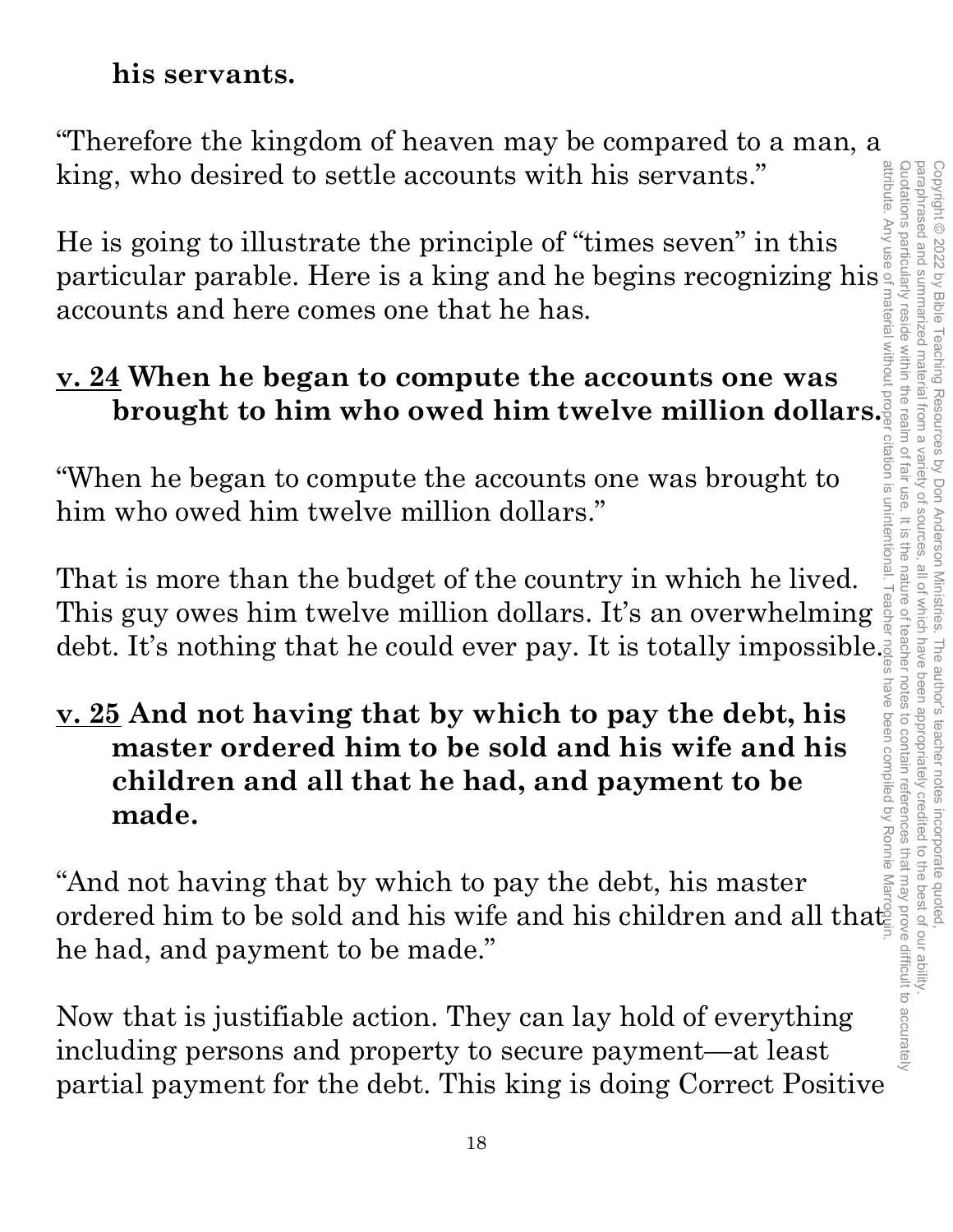**his servants.**

“Therefore the kingdom of heaven may be compared to a man, a king, who desired to settle accounts with his servants.”

He is going to illustrate the principle of “times seven” in this particular parable. Here is a king and he begins recognizing his accounts and here comes one that he has.

**<u>v. 24</u> When he began to compute the accounts one was brought to him who owed him twelve million dollars.**

“When he began to compute the accounts one was brought to him who owed him twelve million dollars.”

That is more than the budget of the country in which he lived. This guy owes him twelve million dollars. It’s an overwhelming debt. It’s nothing that he could ever pay. It is totally impossible.

**<u>v. 25</u> And not having that by which to pay the debt, his master ordered him to be sold and his wife and his children and all that he had, and payment to be made.**

“And not having that by which to pay the debt, his master ordered him to be sold and his wife and his children and all that he had, and payment to be made.”

Now that is justifiable action. They can lay hold of everything including persons and property to secure payment—at least partial payment for the debt. This king is doing Correct Positive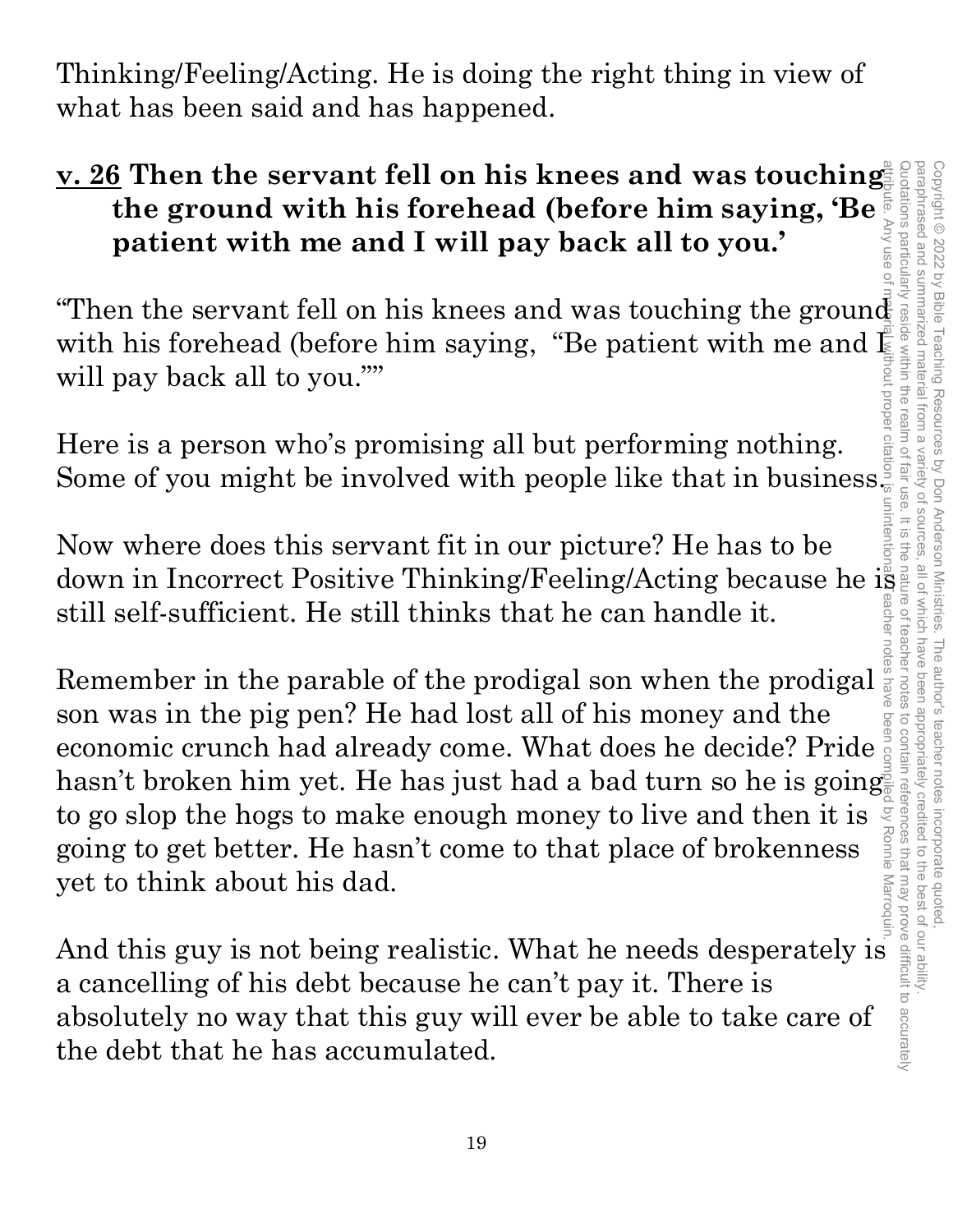Thinking/Feeling/Acting. He is doing the right thing in view of what has been said and has happened.

**v. 26 Then the servant fell on his knees and was touching the ground with his forehead (before him saying, 'Be patient with me and I will pay back all to you.'**

"Then the servant fell on his knees and was touching the ground with his forehead (before him saying, "Be patient with me and I will pay back all to you.""

Here is a person who's promising all but performing nothing. Some of you might be involved with people like that in business.

Now where does this servant fit in our picture? He has to be down in Incorrect Positive Thinking/Feeling/Acting because he is still self-sufficient. He still thinks that he can handle it.

Remember in the parable of the prodigal son when the prodigal son was in the pig pen? He had lost all of his money and the economic crunch had already come. What does he decide? Pride hasn't broken him yet. He has just had a bad turn so he is going to go slop the hogs to make enough money to live and then it is going to get better. He hasn't come to that place of brokenness yet to think about his dad.

And this guy is not being realistic. What he needs desperately is a cancelling of his debt because he can't pay it. There is absolutely no way that this guy will ever be able to take care of the debt that he has accumulated.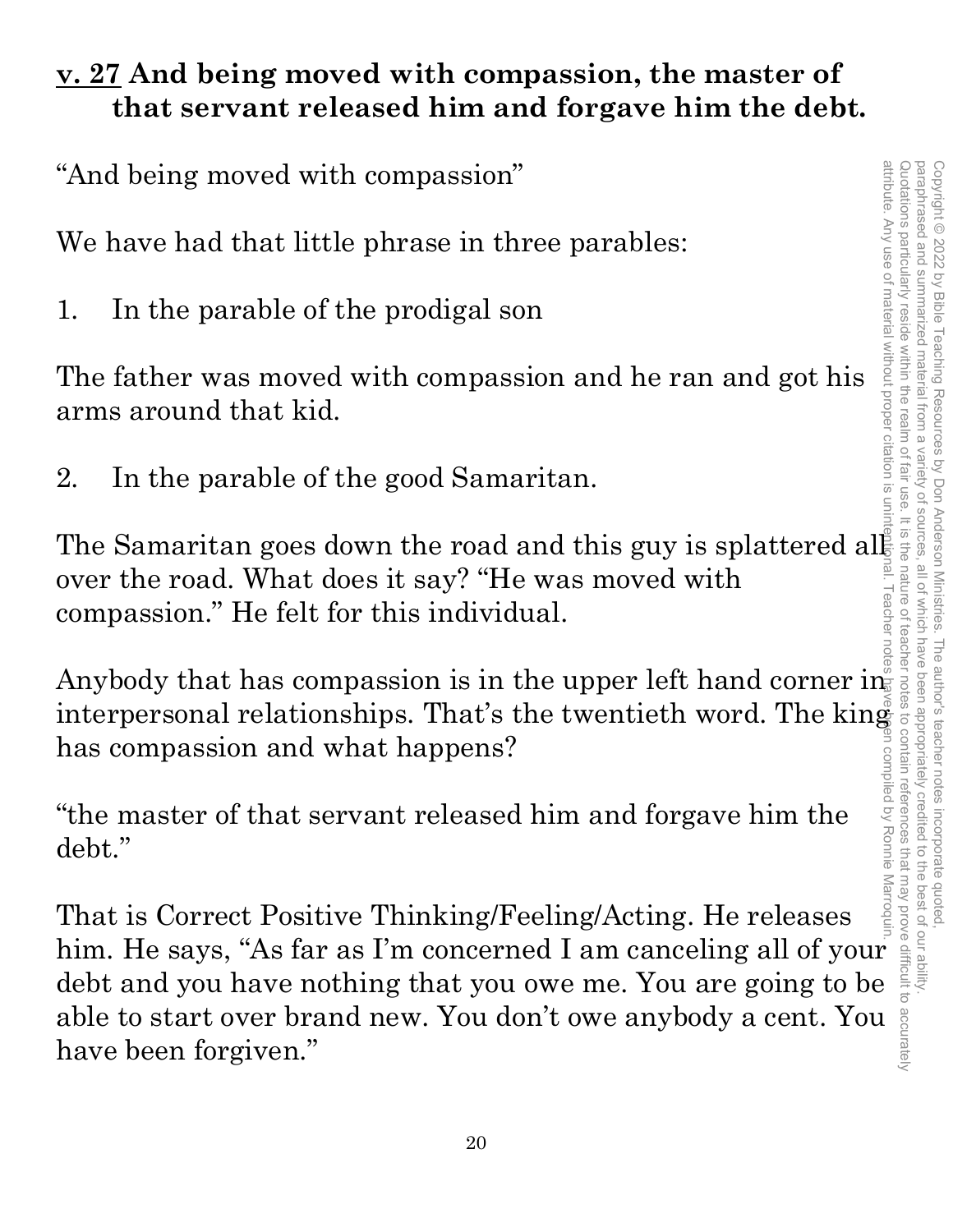**v. 27 And being moved with compassion, the master of that servant released him and forgave him the debt.**

"And being moved with compassion"

We have had that little phrase in three parables:

1. In the parable of the prodigal son

The father was moved with compassion and he ran and got his arms around that kid.

2. In the parable of the good Samaritan.

The Samaritan goes down the road and this guy is splattered all over the road. What does it say? "He was moved with compassion." He felt for this individual.

Anybody that has compassion is in the upper left hand corner in interpersonal relationships. That's the twentieth word. The king has compassion and what happens?

"the master of that servant released him and forgave him the debt."

That is Correct Positive Thinking/Feeling/Acting. He releases him. He says, "As far as I'm concerned I am canceling all of your debt and you have nothing that you owe me. You are going to be able to start over brand new. You don't owe anybody a cent. You have been forgiven."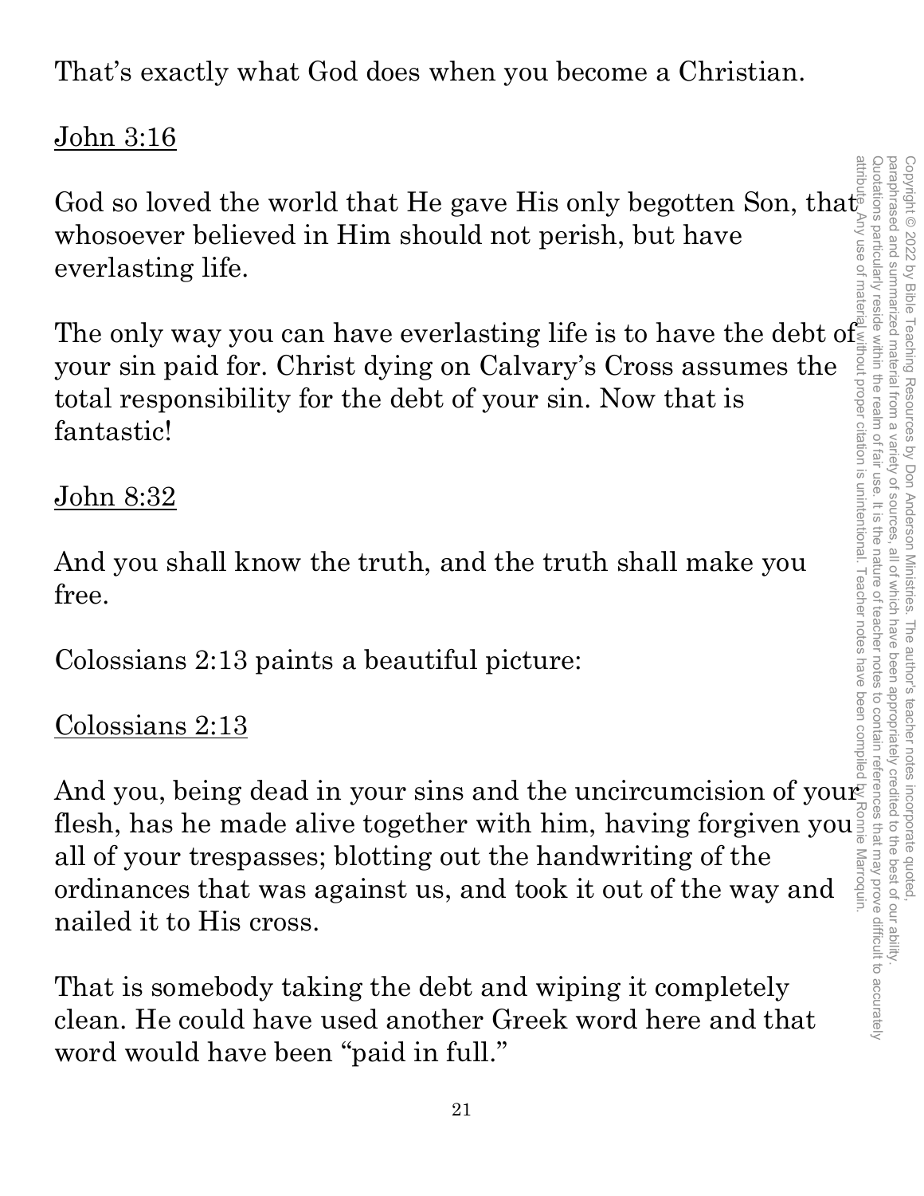That's exactly what God does when you become a Christian.

John 3:16

God so loved the world that He gave His only begotten Son, that whosoever believed in Him should not perish, but have everlasting life.

The only way you can have everlasting life is to have the debt of your sin paid for. Christ dying on Calvary's Cross assumes the total responsibility for the debt of your sin. Now that is fantastic!

John 8:32

And you shall know the truth, and the truth shall make you free.

Colossians 2:13 paints a beautiful picture:

Colossians 2:13

And you, being dead in your sins and the uncircumcision of your flesh, has he made alive together with him, having forgiven you all of your trespasses; blotting out the handwriting of the ordinances that was against us, and took it out of the way and nailed it to His cross.

That is somebody taking the debt and wiping it completely clean. He could have used another Greek word here and that word would have been "paid in full."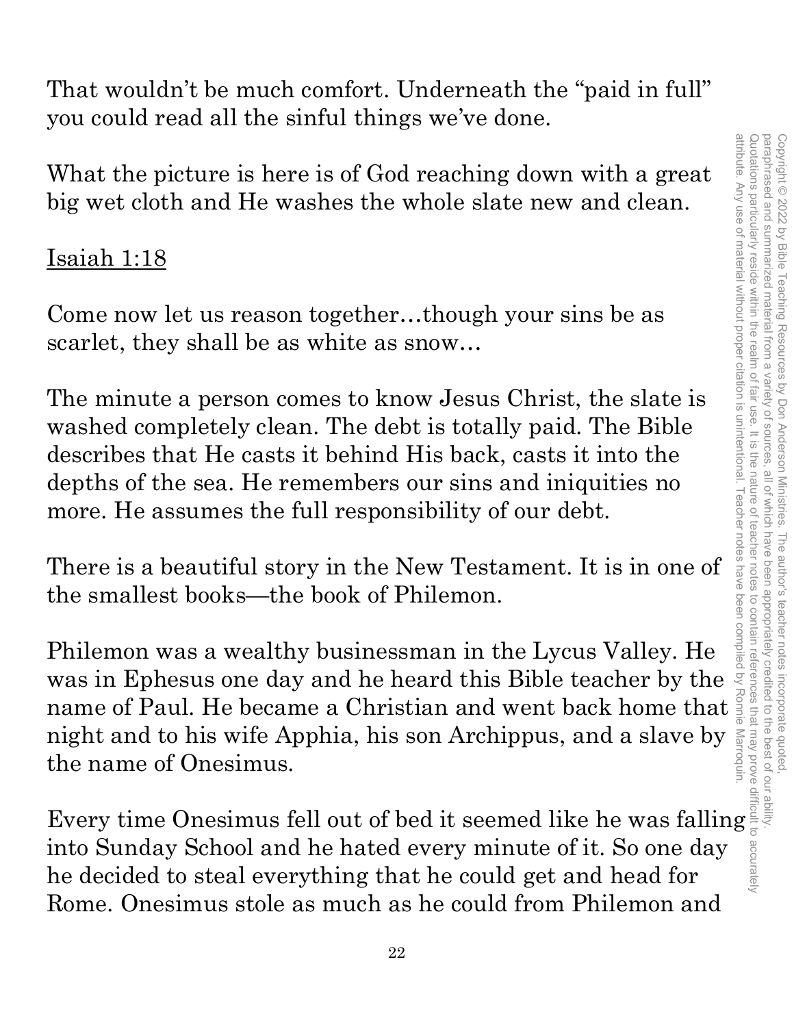That wouldn't be much comfort. Underneath the "paid in full" you could read all the sinful things we've done.

What the picture is here is of God reaching down with a great big wet cloth and He washes the whole slate new and clean.

<u>Isaiah 1:18</u>

Come now let us reason together…though your sins be as scarlet, they shall be as white as snow…

The minute a person comes to know Jesus Christ, the slate is washed completely clean. The debt is totally paid. The Bible describes that He casts it behind His back, casts it into the depths of the sea. He remembers our sins and iniquities no more. He assumes the full responsibility of our debt.

There is a beautiful story in the New Testament. It is in one of the smallest books—the book of Philemon.

Philemon was a wealthy businessman in the Lycus Valley. He was in Ephesus one day and he heard this Bible teacher by the name of Paul. He became a Christian and went back home that night and to his wife Apphia, his son Archippus, and a slave by the name of Onesimus.

Every time Onesimus fell out of bed it seemed like he was falling into Sunday School and he hated every minute of it. So one day he decided to steal everything that he could get and head for Rome. Onesimus stole as much as he could from Philemon and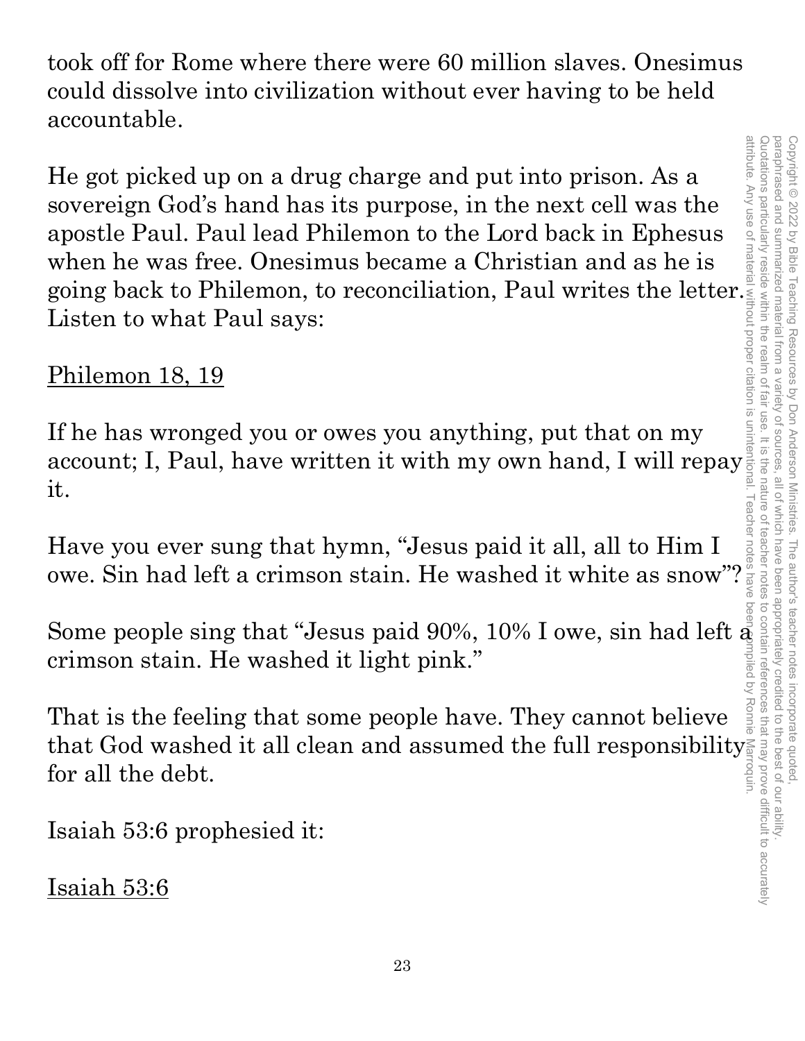took off for Rome where there were 60 million slaves. Onesimus could dissolve into civilization without ever having to be held accountable.

He got picked up on a drug charge and put into prison. As a sovereign God's hand has its purpose, in the next cell was the apostle Paul. Paul lead Philemon to the Lord back in Ephesus when he was free. Onesimus became a Christian and as he is going back to Philemon, to reconciliation, Paul writes the letter. Listen to what Paul says:

<u>Philemon 18, 19</u>

If he has wronged you or owes you anything, put that on my account; I, Paul, have written it with my own hand, I will repay it.

Have you ever sung that hymn, "Jesus paid it all, all to Him I owe. Sin had left a crimson stain. He washed it white as snow"?

Some people sing that "Jesus paid 90%, 10% I owe, sin had left a crimson stain. He washed it light pink."

That is the feeling that some people have. They cannot believe that God washed it all clean and assumed the full responsibility for all the debt.

Isaiah 53:6 prophesied it:

<u>Isaiah 53:6</u>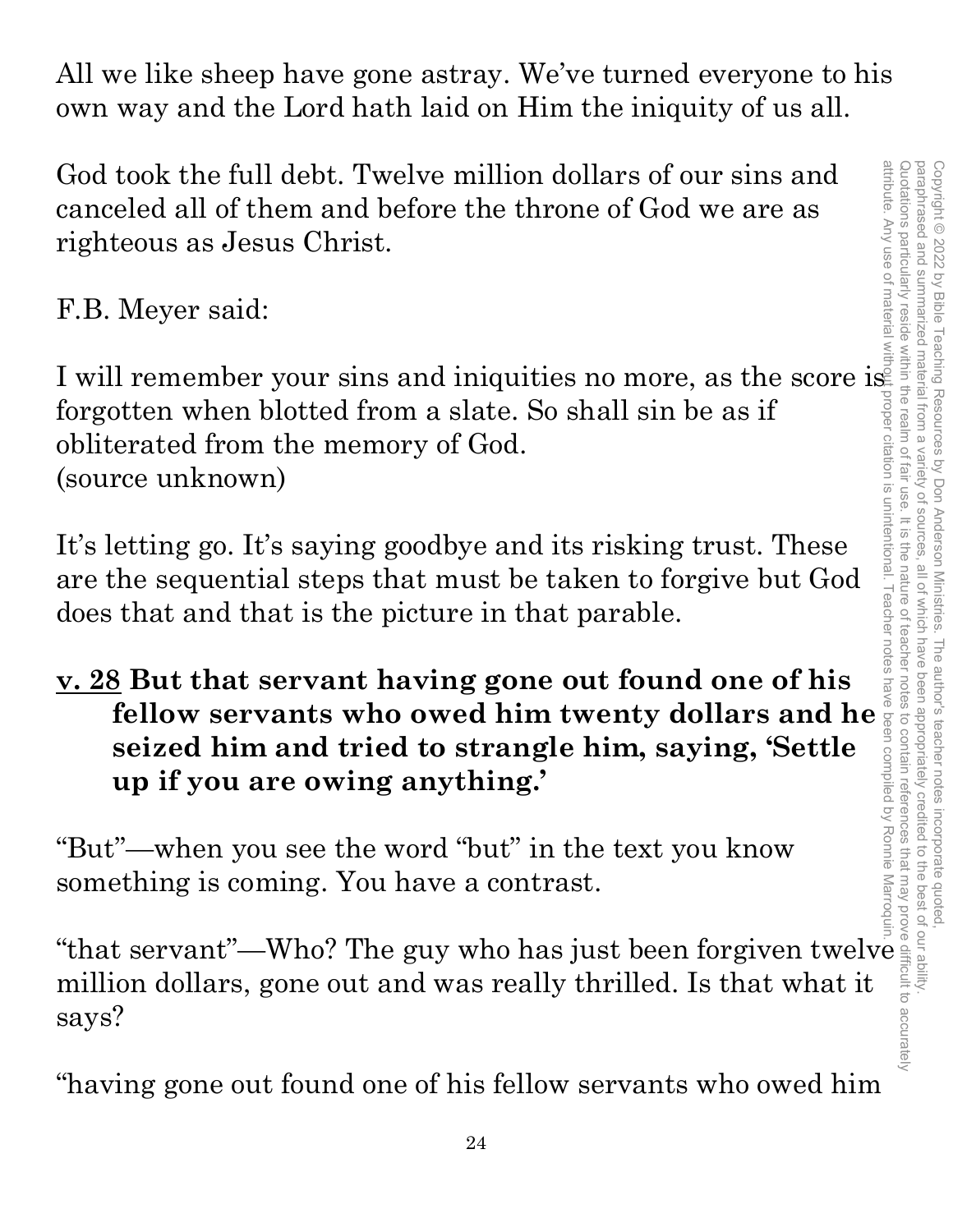All we like sheep have gone astray. We've turned everyone to his own way and the Lord hath laid on Him the iniquity of us all.

God took the full debt. Twelve million dollars of our sins and canceled all of them and before the throne of God we are as righteous as Jesus Christ.

F.B. Meyer said:

I will remember your sins and iniquities no more, as the score is forgotten when blotted from a slate. So shall sin be as if obliterated from the memory of God.
(source unknown)

It's letting go. It's saying goodbye and its risking trust. These are the sequential steps that must be taken to forgive but God does that and that is the picture in that parable.

**<u>v. 28</u> But that servant having gone out found one of his fellow servants who owed him twenty dollars and he seized him and tried to strangle him, saying, 'Settle up if you are owing anything.'**

"But"—when you see the word "but" in the text you know something is coming. You have a contrast.

"that servant"—Who? The guy who has just been forgiven twelve million dollars, gone out and was really thrilled. Is that what it says?

"having gone out found one of his fellow servants who owed him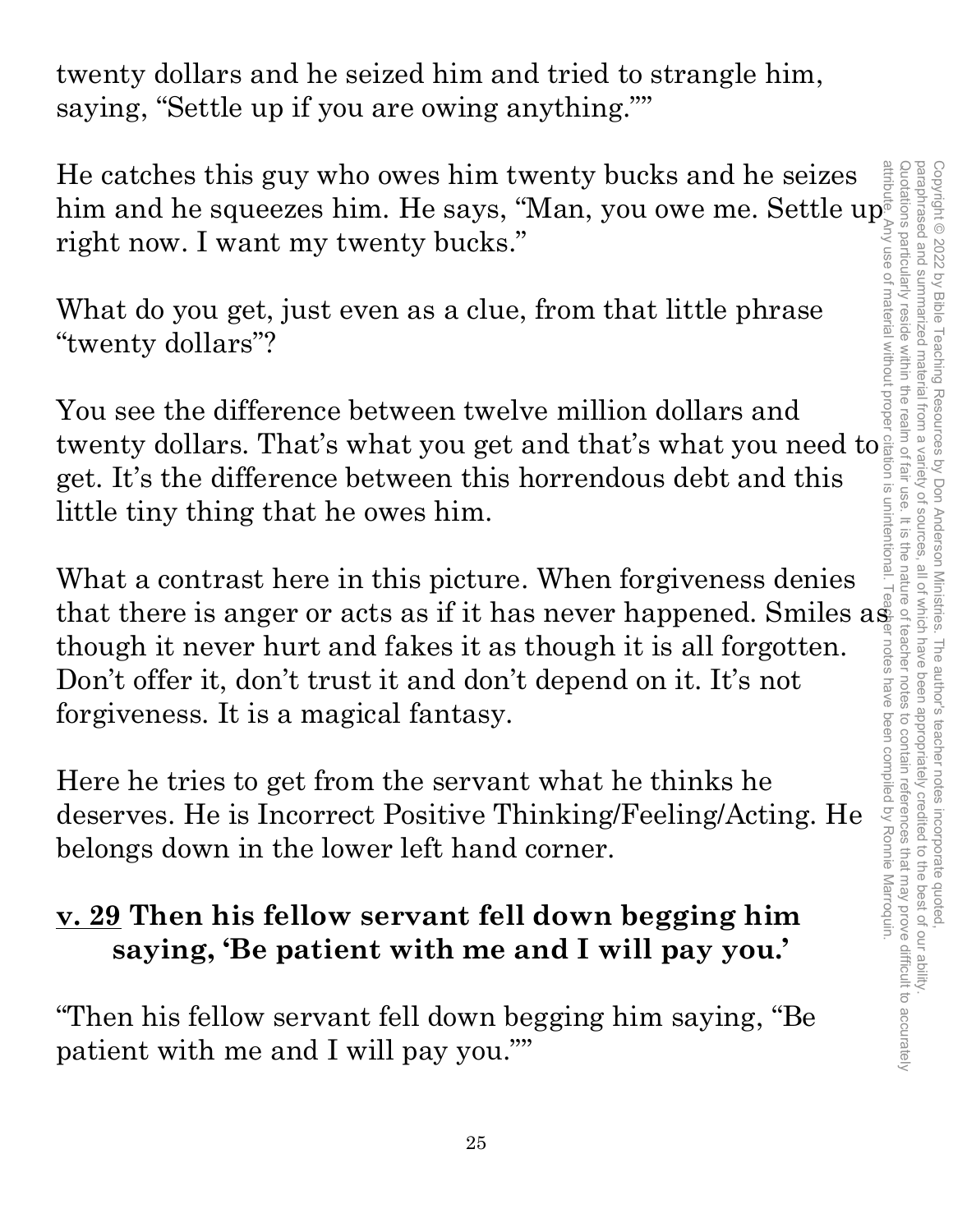twenty dollars and he seized him and tried to strangle him, saying, "Settle up if you are owing anything.""

He catches this guy who owes him twenty bucks and he seizes him and he squeezes him. He says, "Man, you owe me. Settle up right now. I want my twenty bucks."

What do you get, just even as a clue, from that little phrase "twenty dollars"?

You see the difference between twelve million dollars and twenty dollars. That's what you get and that's what you need to get. It's the difference between this horrendous debt and this little tiny thing that he owes him.

What a contrast here in this picture. When forgiveness denies that there is anger or acts as if it has never happened. Smiles as though it never hurt and fakes it as though it is all forgotten. Don't offer it, don't trust it and don't depend on it. It's not forgiveness. It is a magical fantasy.

Here he tries to get from the servant what he thinks he deserves. He is Incorrect Positive Thinking/Feeling/Acting. He belongs down in the lower left hand corner.

### <u>v. 29</u> Then his fellow servant fell down begging him saying, 'Be patient with me and I will pay you.'

"Then his fellow servant fell down begging him saying, "Be patient with me and I will pay you.""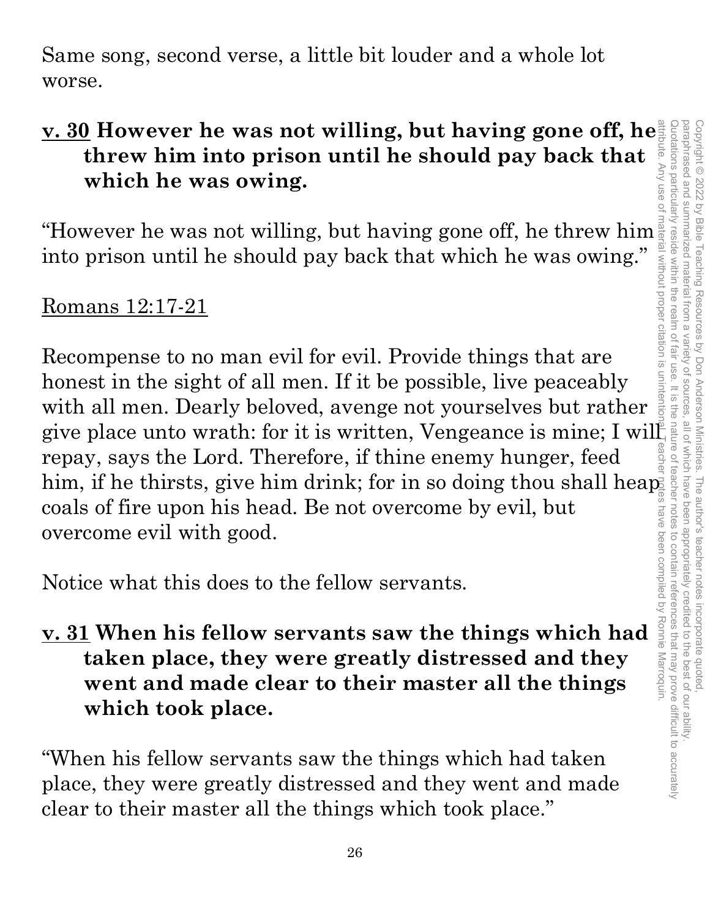Same song, second verse, a little bit louder and a whole lot worse.

**<u>v. 30</u> However he was not willing, but having gone off, he threw him into prison until he should pay back that which he was owing.**

"However he was not willing, but having gone off, he threw him into prison until he should pay back that which he was owing."

<u>Romans 12:17-21</u>

Recompense to no man evil for evil. Provide things that are honest in the sight of all men. If it be possible, live peaceably with all men. Dearly beloved, avenge not yourselves but rather give place unto wrath: for it is written, Vengeance is mine; I will repay, says the Lord. Therefore, if thine enemy hunger, feed him, if he thirsts, give him drink; for in so doing thou shall heap coals of fire upon his head. Be not overcome by evil, but overcome evil with good.

Notice what this does to the fellow servants.

**<u>v. 31</u> When his fellow servants saw the things which had taken place, they were greatly distressed and they went and made clear to their master all the things which took place.**

"When his fellow servants saw the things which had taken place, they were greatly distressed and they went and made clear to their master all the things which took place."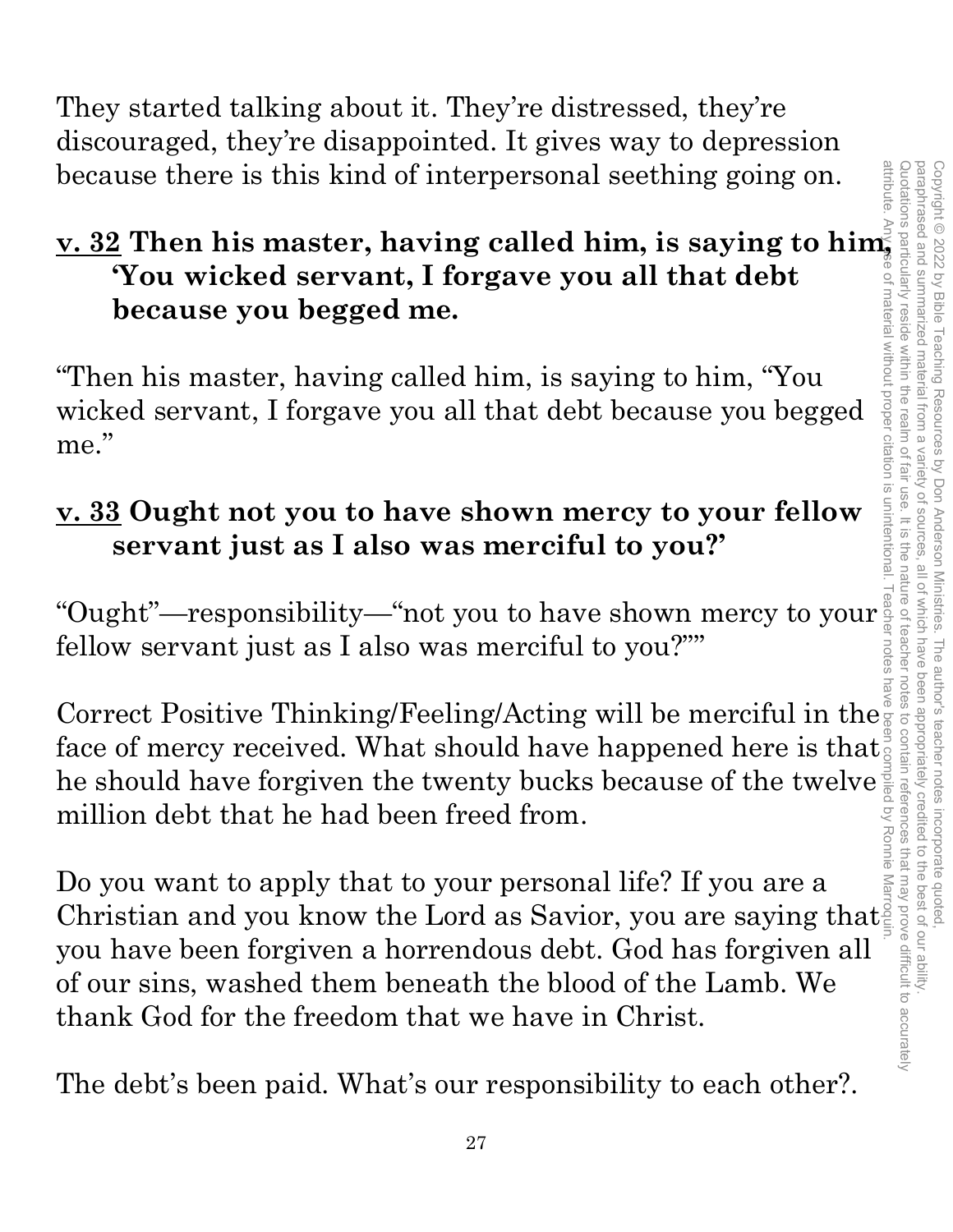They started talking about it. They're distressed, they're discouraged, they're disappointed. It gives way to depression because there is this kind of interpersonal seething going on.

**<u>v. 32</u> Then his master, having called him, is saying to him, 'You wicked servant, I forgave you all that debt because you begged me.**

"Then his master, having called him, is saying to him, "You wicked servant, I forgave you all that debt because you begged me."

**<u>v. 33</u> Ought not you to have shown mercy to your fellow servant just as I also was merciful to you?'**

"Ought"—responsibility—"not you to have shown mercy to your fellow servant just as I also was merciful to you?""

Correct Positive Thinking/Feeling/Acting will be merciful in the face of mercy received. What should have happened here is that he should have forgiven the twenty bucks because of the twelve million debt that he had been freed from.

Do you want to apply that to your personal life? If you are a Christian and you know the Lord as Savior, you are saying that you have been forgiven a horrendous debt. God has forgiven all of our sins, washed them beneath the blood of the Lamb. We thank God for the freedom that we have in Christ.

The debt's been paid. What's our responsibility to each other?.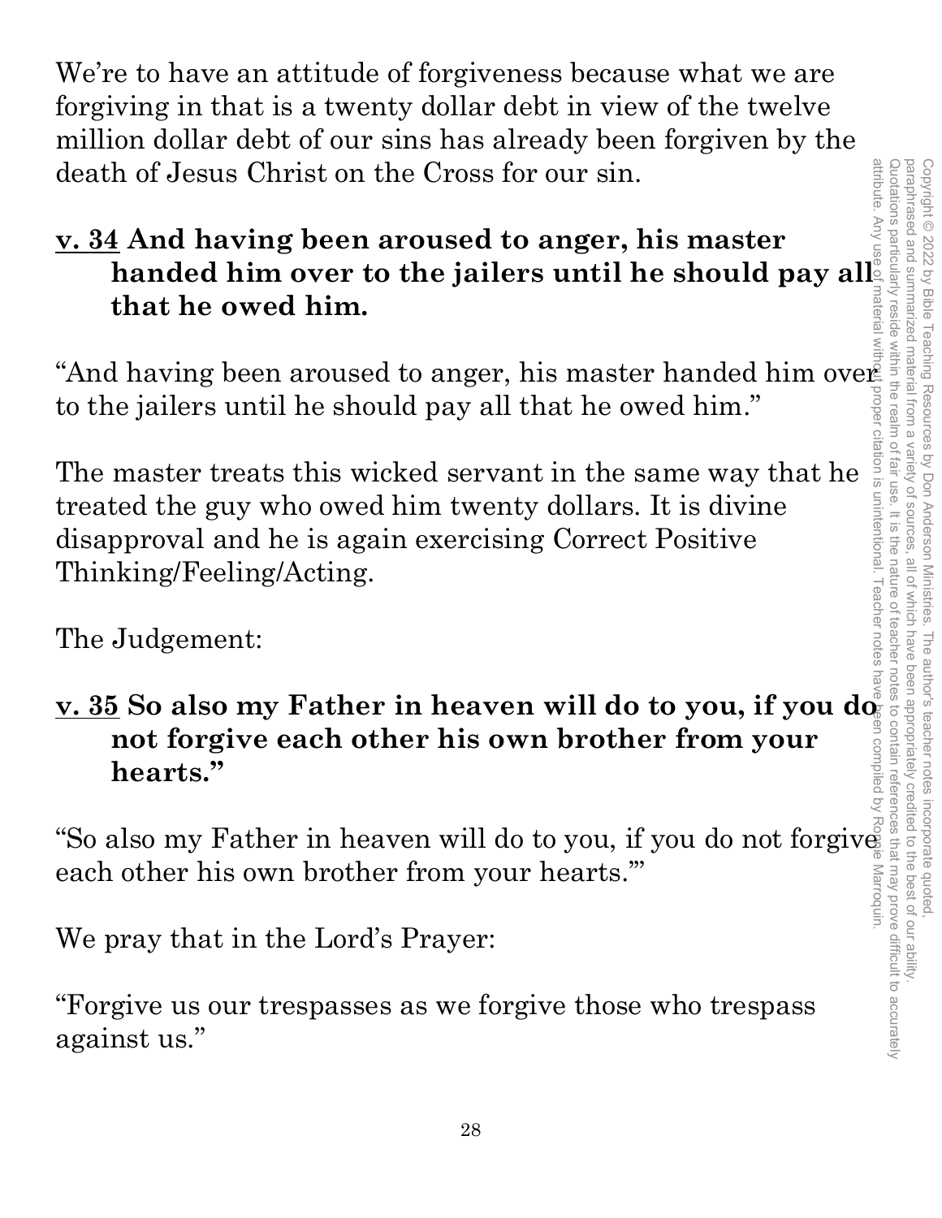We're to have an attitude of forgiveness because what we are forgiving in that is a twenty dollar debt in view of the twelve million dollar debt of our sins has already been forgiven by the death of Jesus Christ on the Cross for our sin.

**v. 34 And having been aroused to anger, his master handed him over to the jailers until he should pay all that he owed him.**

"And having been aroused to anger, his master handed him over to the jailers until he should pay all that he owed him."

The master treats this wicked servant in the same way that he treated the guy who owed him twenty dollars. It is divine disapproval and he is again exercising Correct Positive Thinking/Feeling/Acting.

The Judgement:

**v. 35 So also my Father in heaven will do to you, if you do not forgive each other his own brother from your hearts."**

"So also my Father in heaven will do to you, if you do not forgive each other his own brother from your hearts.'"

We pray that in the Lord's Prayer:

"Forgive us our trespasses as we forgive those who trespass against us."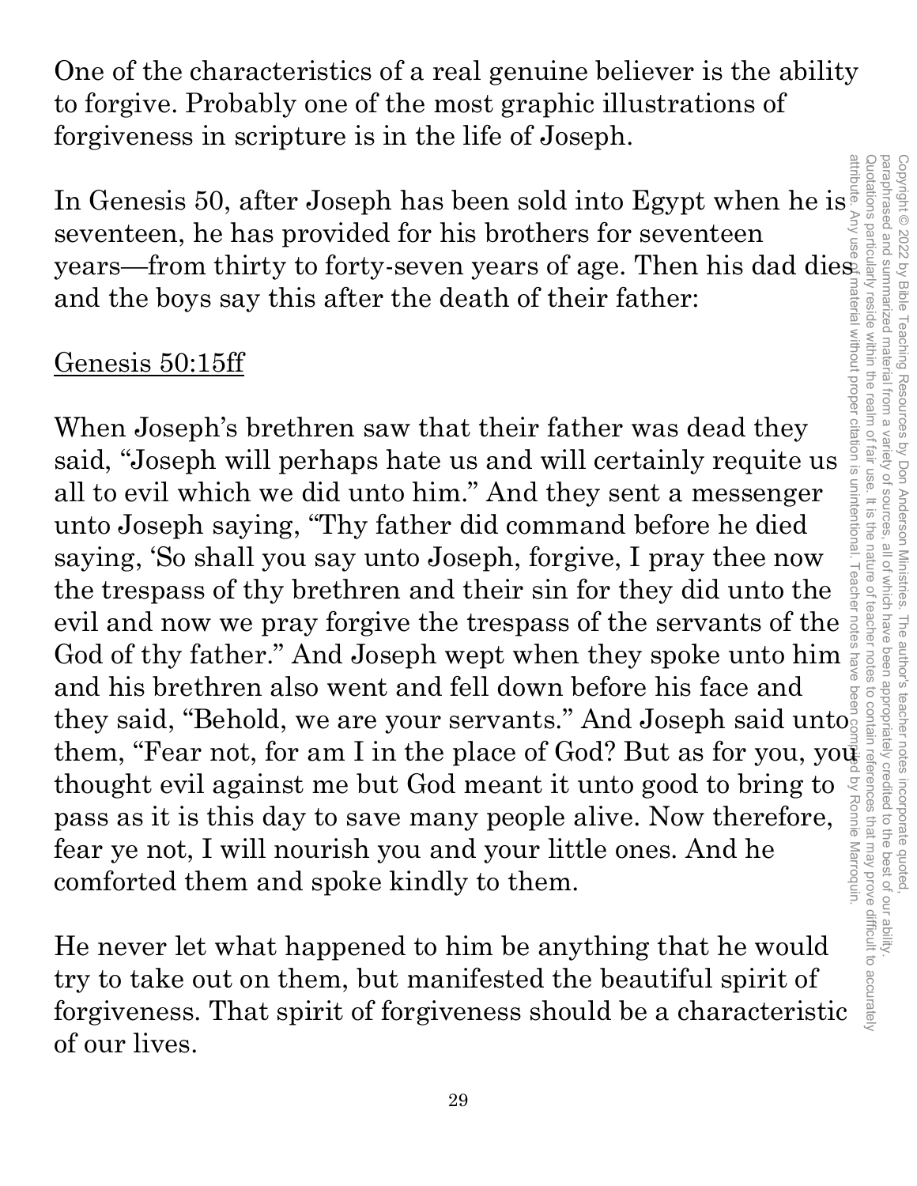One of the characteristics of a real genuine believer is the ability to forgive. Probably one of the most graphic illustrations of forgiveness in scripture is in the life of Joseph.

In Genesis 50, after Joseph has been sold into Egypt when he is seventeen, he has provided for his brothers for seventeen years—from thirty to forty-seven years of age. Then his dad dies and the boys say this after the death of their father:

<u>Genesis 50:15ff</u>

When Joseph's brethren saw that their father was dead they said, "Joseph will perhaps hate us and will certainly requite us all to evil which we did unto him." And they sent a messenger unto Joseph saying, "Thy father did command before he died saying, 'So shall you say unto Joseph, forgive, I pray thee now the trespass of thy brethren and their sin for they did unto the evil and now we pray forgive the trespass of the servants of the God of thy father." And Joseph wept when they spoke unto him and his brethren also went and fell down before his face and they said, "Behold, we are your servants." And Joseph said unto them, "Fear not, for am I in the place of God? But as for you, you thought evil against me but God meant it unto good to bring to pass as it is this day to save many people alive. Now therefore, fear ye not, I will nourish you and your little ones. And he comforted them and spoke kindly to them.

He never let what happened to him be anything that he would try to take out on them, but manifested the beautiful spirit of forgiveness. That spirit of forgiveness should be a characteristic of our lives.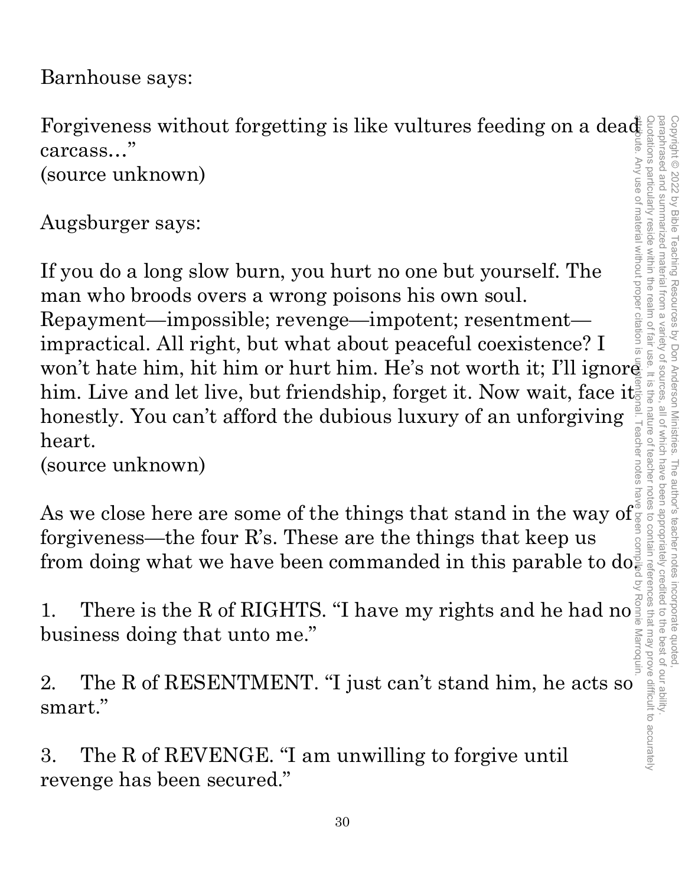Barnhouse says:

Forgiveness without forgetting is like vultures feeding on a dead carcass…"
(source unknown)

Augsburger says:

If you do a long slow burn, you hurt no one but yourself. The man who broods overs a wrong poisons his own soul. Repayment—impossible; revenge—impotent; resentment—impractical. All right, but what about peaceful coexistence? I won't hate him, hit him or hurt him. He's not worth it; I'll ignore him. Live and let live, but friendship, forget it. Now wait, face it honestly. You can't afford the dubious luxury of an unforgiving heart.
(source unknown)

As we close here are some of the things that stand in the way of forgiveness—the four R's. These are the things that keep us from doing what we have been commanded in this parable to do.

1. There is the R of RIGHTS. "I have my rights and he had no business doing that unto me."

2. The R of RESENTMENT. "I just can't stand him, he acts so smart."

3. The R of REVENGE. "I am unwilling to forgive until revenge has been secured."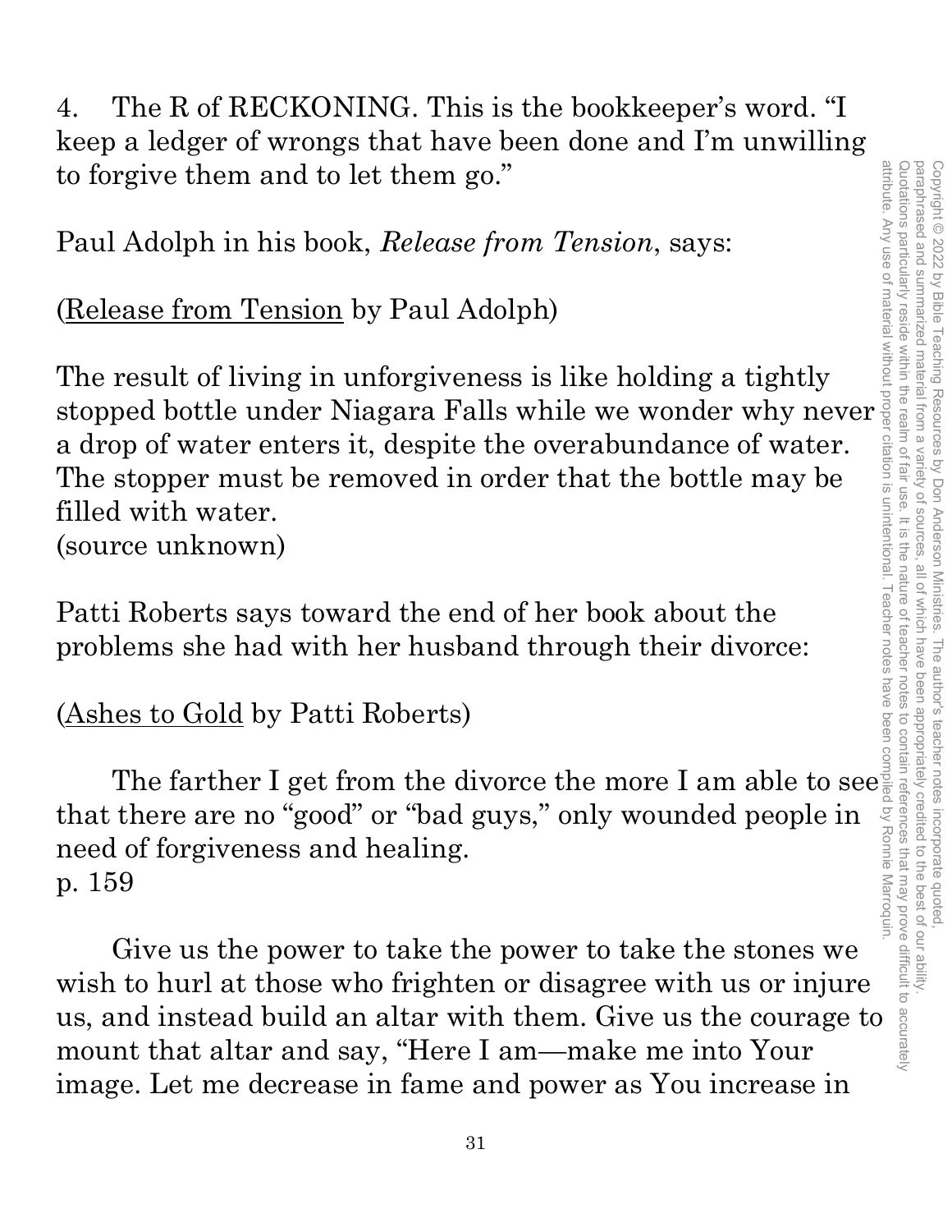4. The R of RECKONING. This is the bookkeeper's word. "I keep a ledger of wrongs that have been done and I'm unwilling to forgive them and to let them go."

Paul Adolph in his book, *Release from Tension*, says:

(Release from Tension by Paul Adolph)

The result of living in unforgiveness is like holding a tightly stopped bottle under Niagara Falls while we wonder why never a drop of water enters it, despite the overabundance of water. The stopper must be removed in order that the bottle may be filled with water.
(source unknown)

Patti Roberts says toward the end of her book about the problems she had with her husband through their divorce:

(Ashes to Gold by Patti Roberts)

The farther I get from the divorce the more I am able to see that there are no "good" or "bad guys," only wounded people in need of forgiveness and healing.
p. 159

Give us the power to take the power to take the stones we wish to hurl at those who frighten or disagree with us or injure us, and instead build an altar with them. Give us the courage to mount that altar and say, "Here I am—make me into Your image. Let me decrease in fame and power as You increase in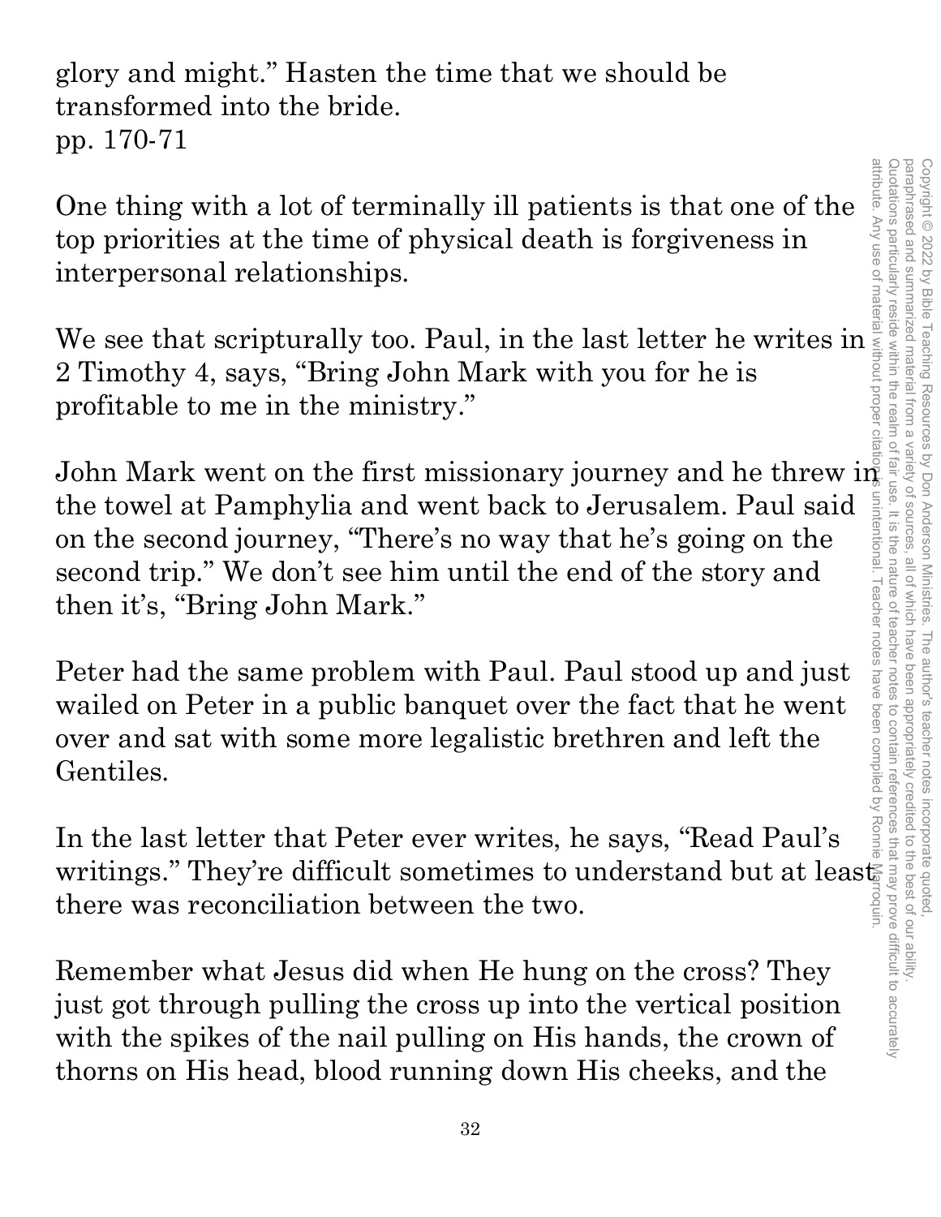glory and might." Hasten the time that we should be transformed into the bride.
pp. 170-71

One thing with a lot of terminally ill patients is that one of the top priorities at the time of physical death is forgiveness in interpersonal relationships.

We see that scripturally too. Paul, in the last letter he writes in 2 Timothy 4, says, "Bring John Mark with you for he is profitable to me in the ministry."

John Mark went on the first missionary journey and he threw in the towel at Pamphylia and went back to Jerusalem. Paul said on the second journey, "There's no way that he's going on the second trip." We don't see him until the end of the story and then it's, "Bring John Mark."

Peter had the same problem with Paul. Paul stood up and just wailed on Peter in a public banquet over the fact that he went over and sat with some more legalistic brethren and left the Gentiles.

In the last letter that Peter ever writes, he says, "Read Paul's writings." They're difficult sometimes to understand but at least there was reconciliation between the two.

Remember what Jesus did when He hung on the cross? They just got through pulling the cross up into the vertical position with the spikes of the nail pulling on His hands, the crown of thorns on His head, blood running down His cheeks, and the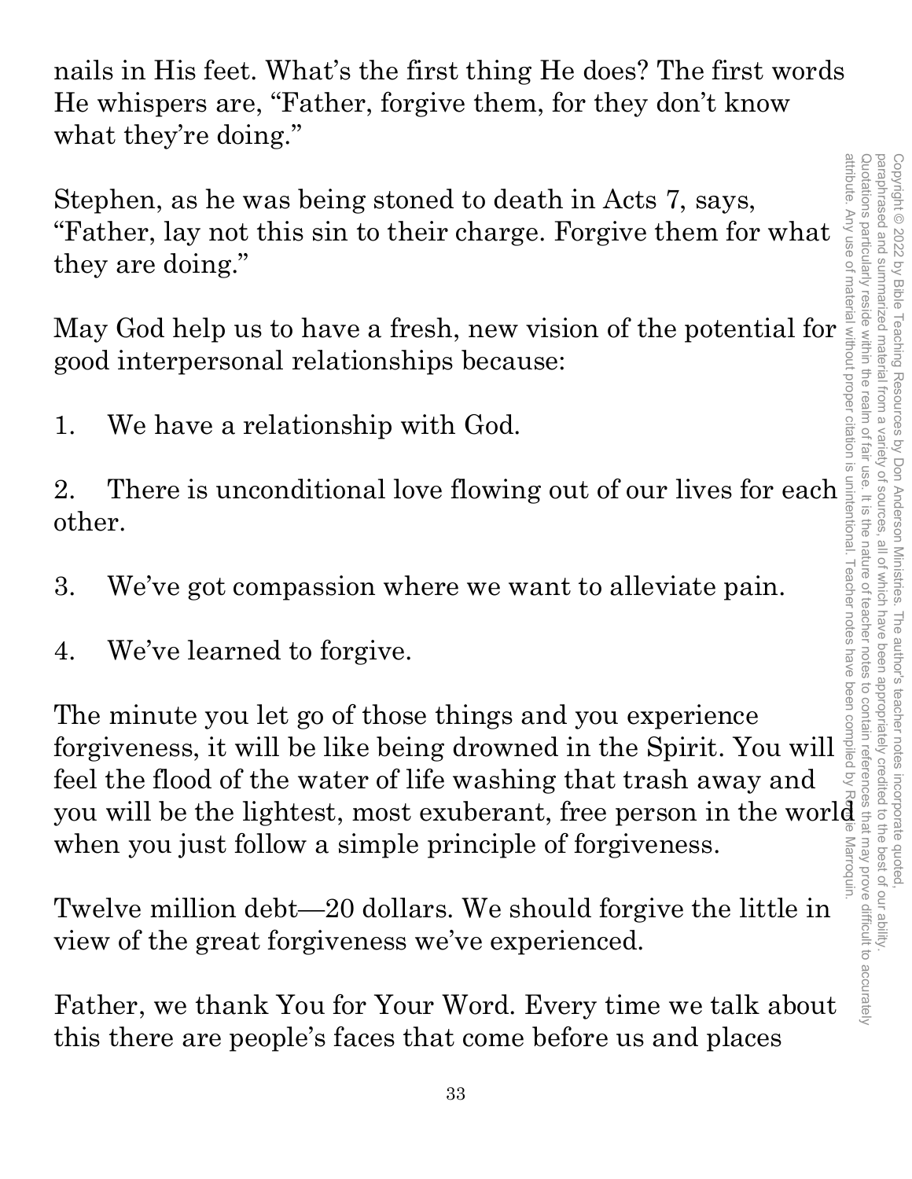nails in His feet. What's the first thing He does? The first words He whispers are, "Father, forgive them, for they don't know what they're doing."

Stephen, as he was being stoned to death in Acts 7, says, "Father, lay not this sin to their charge. Forgive them for what they are doing."

May God help us to have a fresh, new vision of the potential for good interpersonal relationships because:

1. We have a relationship with God.

2. There is unconditional love flowing out of our lives for each other.

3. We've got compassion where we want to alleviate pain.

4. We've learned to forgive.

The minute you let go of those things and you experience forgiveness, it will be like being drowned in the Spirit. You will feel the flood of the water of life washing that trash away and you will be the lightest, most exuberant, free person in the world when you just follow a simple principle of forgiveness.

Twelve million debt—20 dollars. We should forgive the little in view of the great forgiveness we've experienced.

Father, we thank You for Your Word. Every time we talk about this there are people's faces that come before us and places

Copyright © 2022 by Bible Teaching Resources by Don Anderson Ministries. The author's teacher notes incorporate quoted, paraphrased and summarized material from a variety of sources, all of which have been appropriately credited to the best of our ability. Quotations particularly reside within the realm of fair use. It is the nature of teacher notes to contain references that may prove difficult to accurately attribute. Any use of material without proper citation is unintentional. Teacher notes have been compiled by Ronnie Marroquin.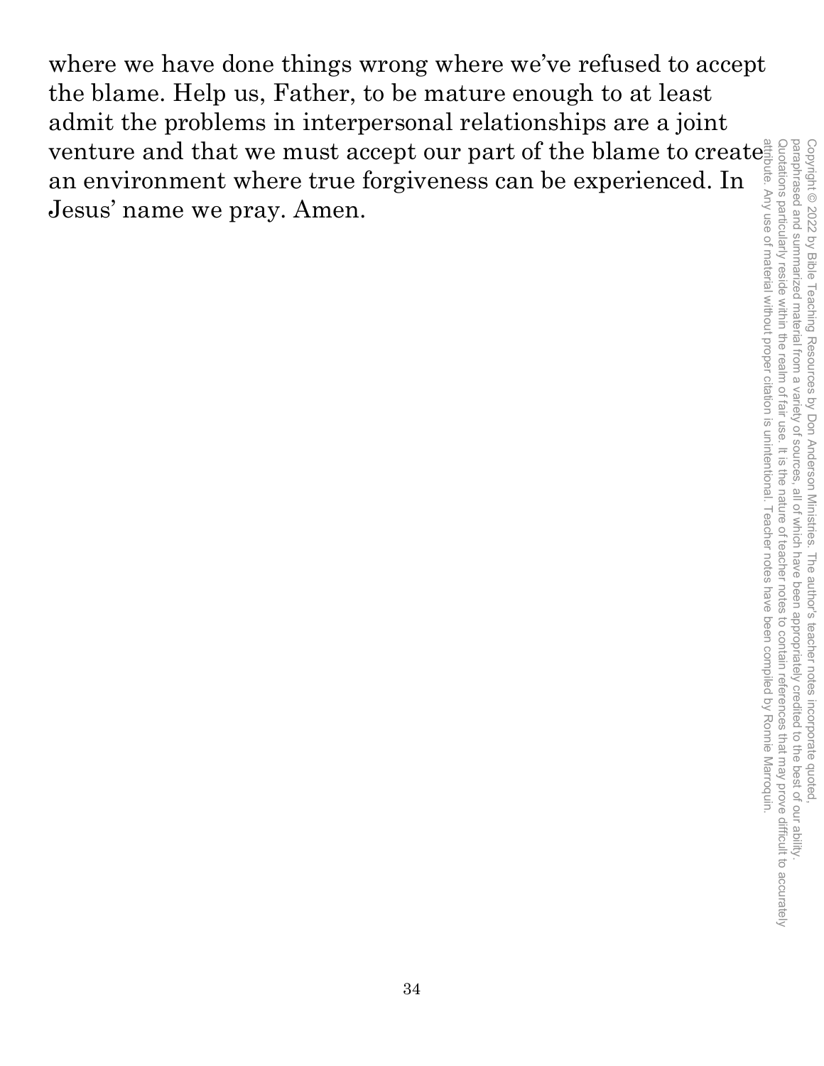where we have done things wrong where we've refused to accept the blame. Help us, Father, to be mature enough to at least admit the problems in interpersonal relationships are a joint venture and that we must accept our part of the blame to create an environment where true forgiveness can be experienced. In Jesus' name we pray. Amen.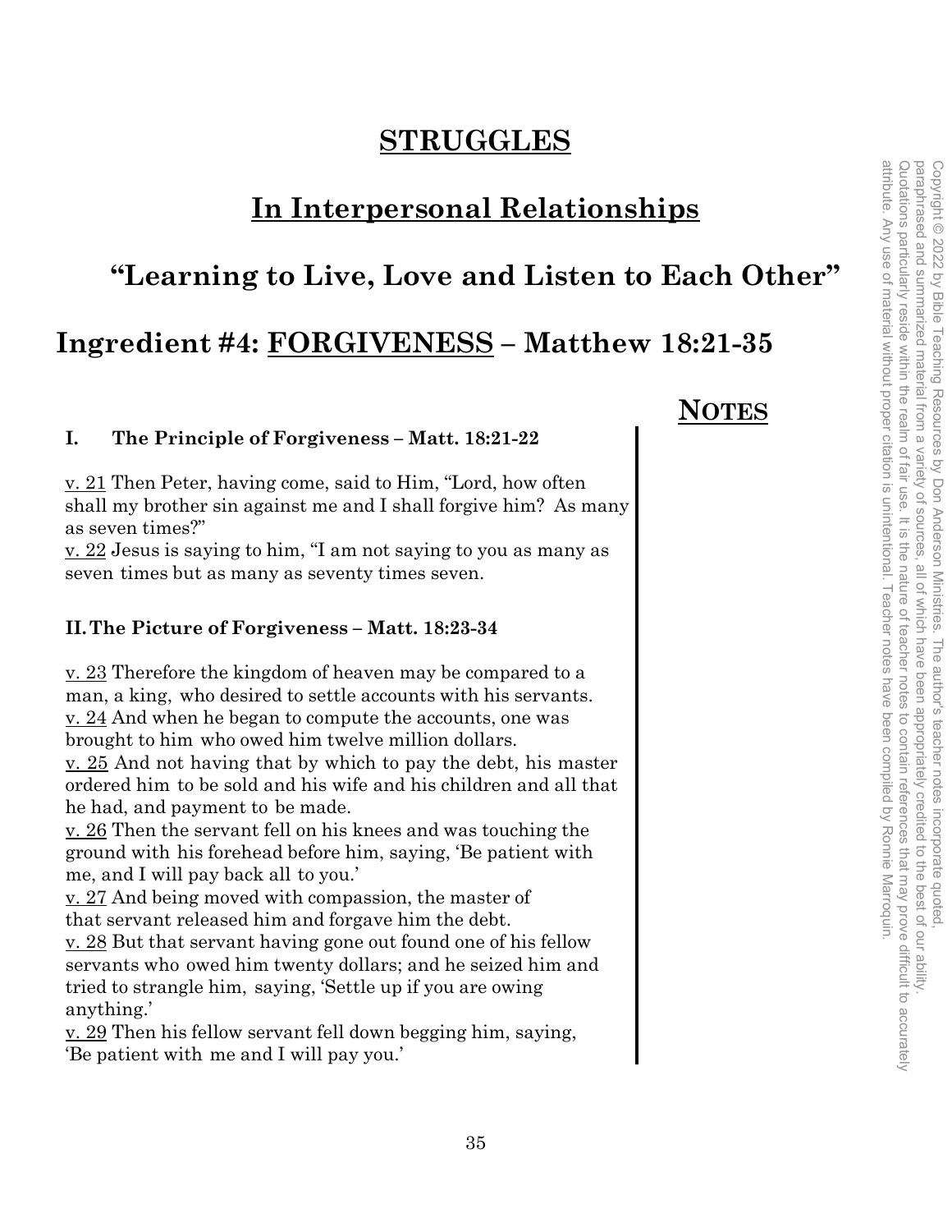# STRUGGLES

## In Interpersonal Relationships

## "Learning to Live, Love and Listen to Each Other"

## Ingredient #4: FORGIVENESS – Matthew 18:21-35

**NOTES**

### I. The Principle of Forgiveness – Matt. 18:21-22

v. 21 Then Peter, having come, said to Him, "Lord, how often shall my brother sin against me and I shall forgive him? As many as seven times?"
v. 22 Jesus is saying to him, "I am not saying to you as many as seven times but as many as seventy times seven.

### II. The Picture of Forgiveness – Matt. 18:23-34

v. 23 Therefore the kingdom of heaven may be compared to a man, a king, who desired to settle accounts with his servants.
v. 24 And when he began to compute the accounts, one was brought to him who owed him twelve million dollars.
v. 25 And not having that by which to pay the debt, his master ordered him to be sold and his wife and his children and all that he had, and payment to be made.
v. 26 Then the servant fell on his knees and was touching the ground with his forehead before him, saying, 'Be patient with me, and I will pay back all to you.'
v. 27 And being moved with compassion, the master of that servant released him and forgave him the debt.
v. 28 But that servant having gone out found one of his fellow servants who owed him twenty dollars; and he seized him and tried to strangle him, saying, 'Settle up if you are owing anything.'
v. 29 Then his fellow servant fell down begging him, saying, 'Be patient with me and I will pay you.'

Copyright © 2022 by Bible Teaching Resources by Don Anderson Ministries. The author's teacher notes incorporate quoted, paraphrased and summarized material from a variety of sources, all of which have been appropriately credited to the best of our ability. Quotations particularly reside within the realm of fair use. It is the nature of teacher notes to contain references that may prove difficult to accurately attribute. Any use of material without proper citation is unintentional. Teacher notes have been compiled by Ronnie Marroquin.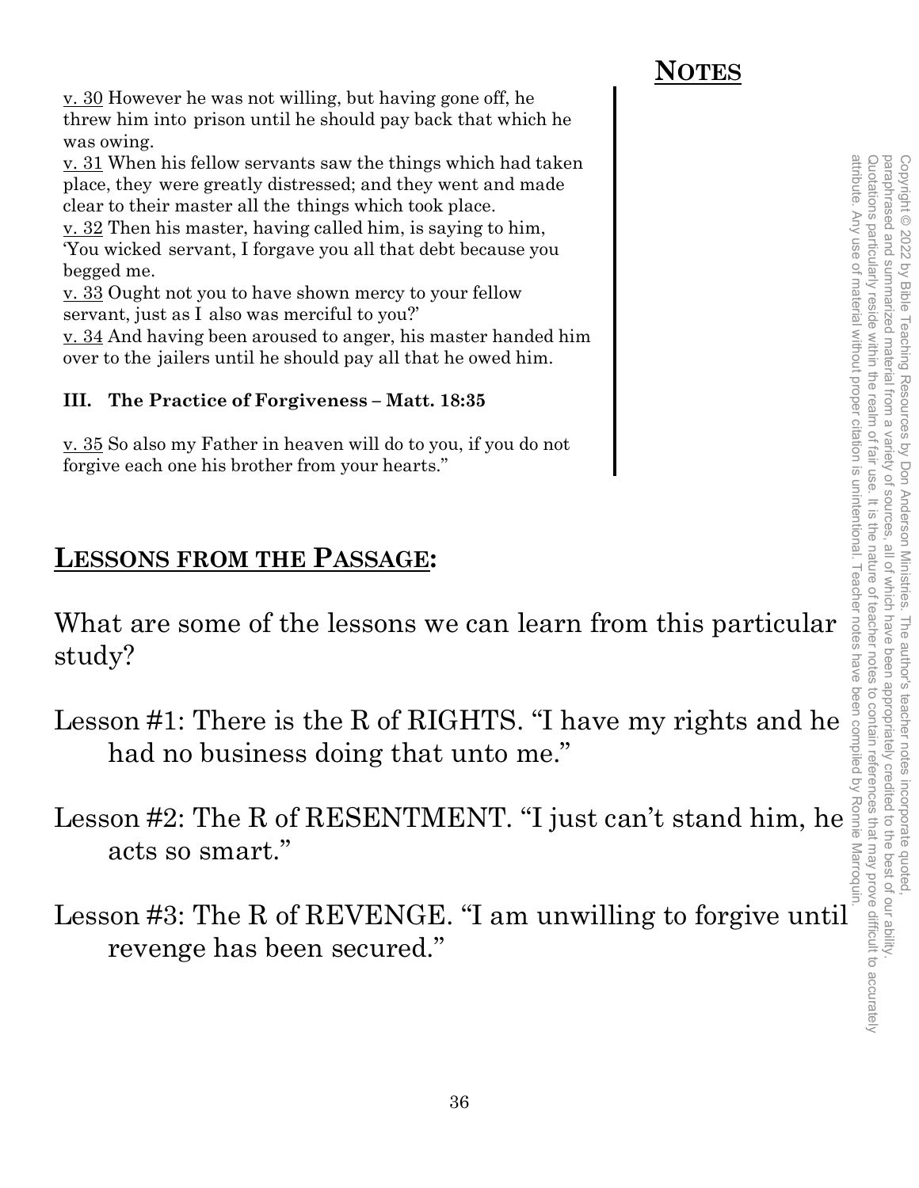## NOTES

v. 30 However he was not willing, but having gone off, he threw him into prison until he should pay back that which he was owing.
v. 31 When his fellow servants saw the things which had taken place, they were greatly distressed; and they went and made clear to their master all the things which took place.
v. 32 Then his master, having called him, is saying to him, 'You wicked servant, I forgave you all that debt because you begged me.
v. 33 Ought not you to have shown mercy to your fellow servant, just as I also was merciful to you?'
v. 34 And having been aroused to anger, his master handed him over to the jailers until he should pay all that he owed him.

**III. The Practice of Forgiveness – Matt. 18:35**

v. 35 So also my Father in heaven will do to you, if you do not forgive each one his brother from your hearts."

## LESSONS FROM THE PASSAGE:

What are some of the lessons we can learn from this particular study?

Lesson #1: There is the R of RIGHTS. "I have my rights and he had no business doing that unto me."

Lesson #2: The R of RESENTMENT. "I just can't stand him, he acts so smart."

Lesson #3: The R of REVENGE. "I am unwilling to forgive until revenge has been secured."

Copyright © 2022 by Bible Teaching Resources by Don Anderson Ministries. The author's teacher notes incorporate quoted, paraphrased and summarized material from a variety of sources, all of which have been appropriately credited to the best of our ability. Quotations particularly reside within the realm of fair use. It is the nature of teacher notes to contain references that may prove difficult to accurately attribute. Any use of material without proper citation is unintentional. Teacher notes have been compiled by Ronnie Marroquin.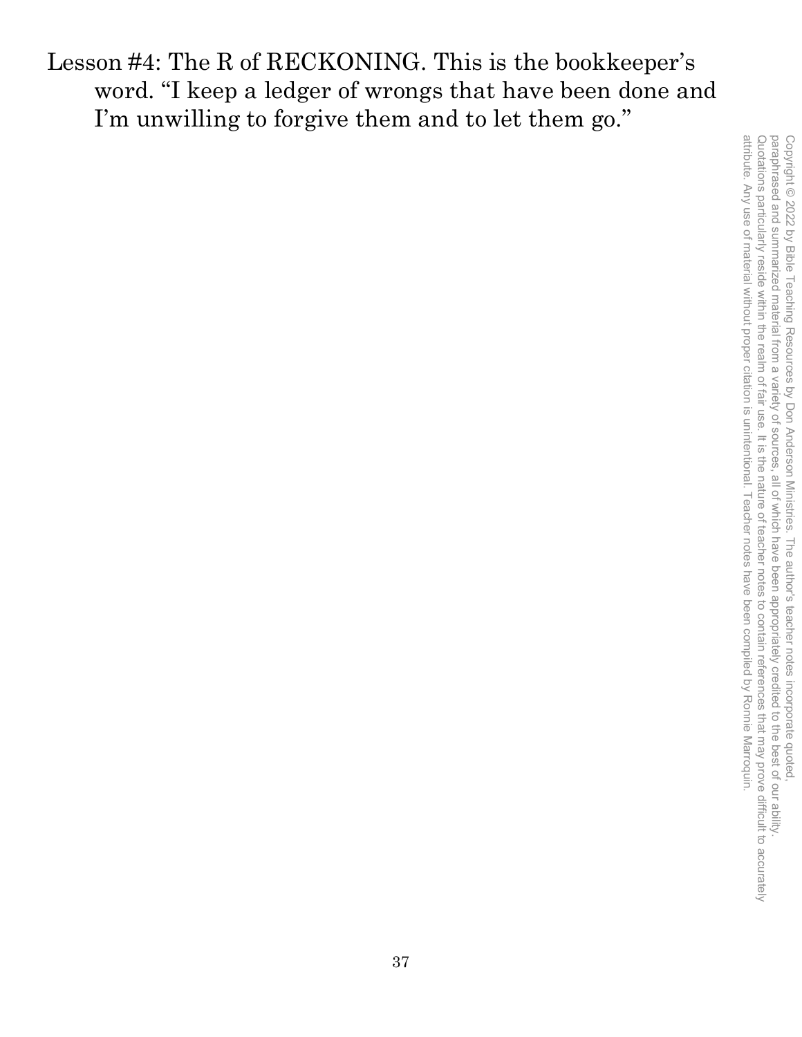Lesson #4: The R of RECKONING. This is the bookkeeper's word. "I keep a ledger of wrongs that have been done and I'm unwilling to forgive them and to let them go."